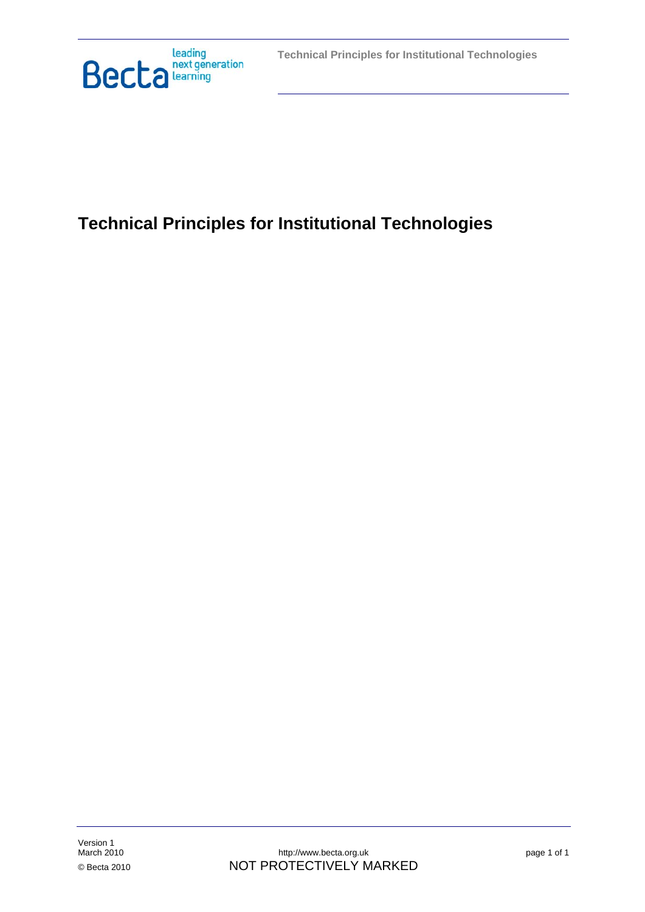# Technical Principles for Institutional Technologies

Version 1
March 2010

© Becta 2010

http://www.becta.org.uk

NOT PROTECTIVELY MARKED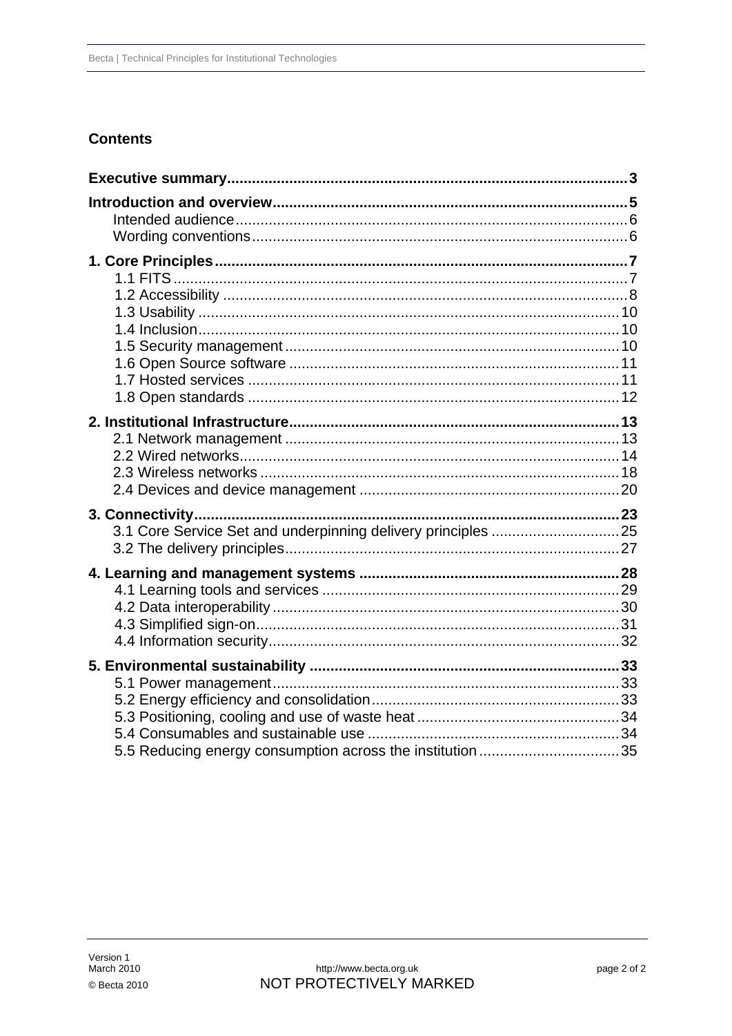## Contents

**Executive summary** ........ **3**

**Introduction and overview** ........ **5**

- Intended audience ........ 6
- Wording conventions ........ 6

**1. Core Principles** ........ **7**

- 1.1 FITS ........ 7
- 1.2 Accessibility ........ 8
- 1.3 Usability ........ 10
- 1.4 Inclusion ........ 10
- 1.5 Security management ........ 10
- 1.6 Open Source software ........ 11
- 1.7 Hosted services ........ 11
- 1.8 Open standards ........ 12

**2. Institutional Infrastructure** ........ **13**

- 2.1 Network management ........ 13
- 2.2 Wired networks ........ 14
- 2.3 Wireless networks ........ 18
- 2.4 Devices and device management ........ 20

**3. Connectivity** ........ **23**

- 3.1 Core Service Set and underpinning delivery principles ........ 25
- 3.2 The delivery principles ........ 27

**4. Learning and management systems** ........ **28**

- 4.1 Learning tools and services ........ 29
- 4.2 Data interoperability ........ 30
- 4.3 Simplified sign-on ........ 31
- 4.4 Information security ........ 32

**5. Environmental sustainability** ........ **33**

- 5.1 Power management ........ 33
- 5.2 Energy efficiency and consolidation ........ 33
- 5.3 Positioning, cooling and use of waste heat ........ 34
- 5.4 Consumables and sustainable use ........ 34
- 5.5 Reducing energy consumption across the institution ........ 35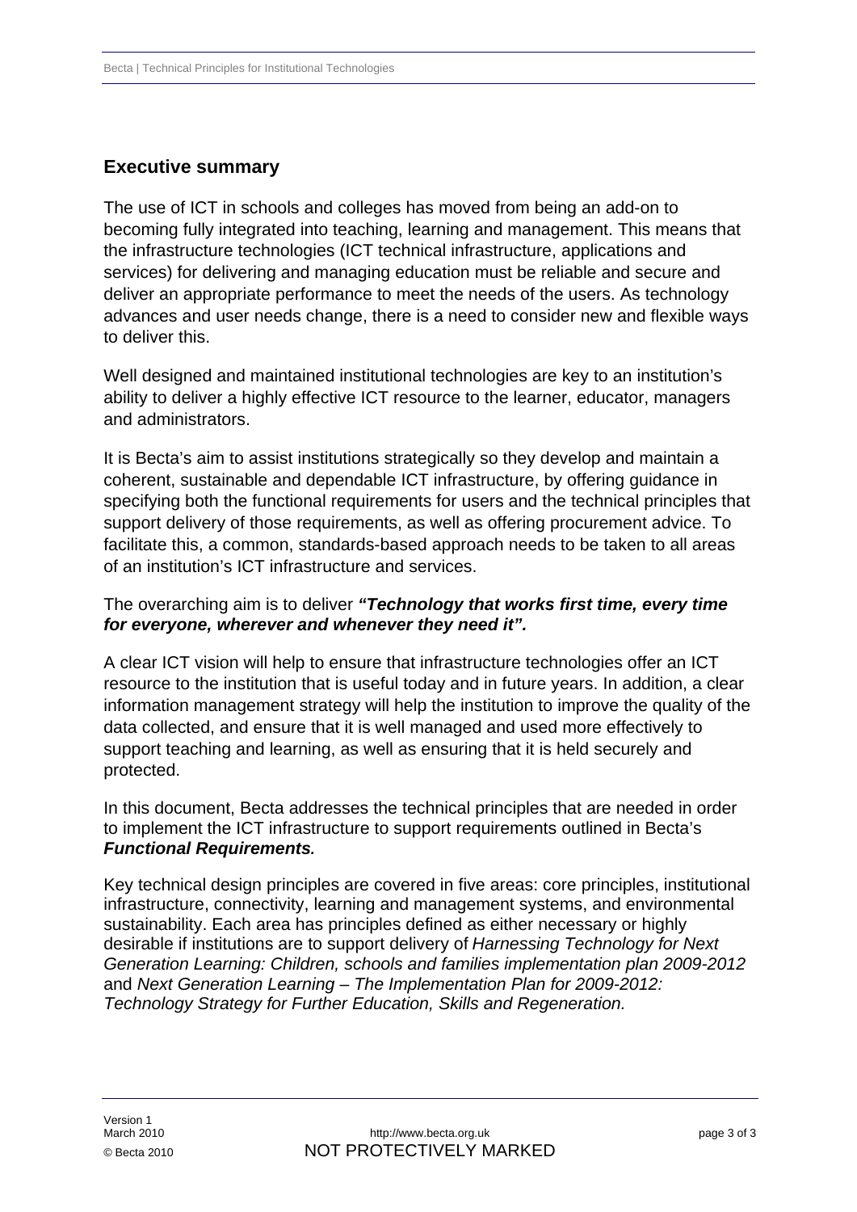## Executive summary

The use of ICT in schools and colleges has moved from being an add-on to becoming fully integrated into teaching, learning and management. This means that the infrastructure technologies (ICT technical infrastructure, applications and services) for delivering and managing education must be reliable and secure and deliver an appropriate performance to meet the needs of the users. As technology advances and user needs change, there is a need to consider new and flexible ways to deliver this.

Well designed and maintained institutional technologies are key to an institution's ability to deliver a highly effective ICT resource to the learner, educator, managers and administrators.

It is Becta's aim to assist institutions strategically so they develop and maintain a coherent, sustainable and dependable ICT infrastructure, by offering guidance in specifying both the functional requirements for users and the technical principles that support delivery of those requirements, as well as offering procurement advice. To facilitate this, a common, standards-based approach needs to be taken to all areas of an institution's ICT infrastructure and services.

The overarching aim is to deliver ***"Technology that works first time, every time for everyone, wherever and whenever they need it".***

A clear ICT vision will help to ensure that infrastructure technologies offer an ICT resource to the institution that is useful today and in future years. In addition, a clear information management strategy will help the institution to improve the quality of the data collected, and ensure that it is well managed and used more effectively to support teaching and learning, as well as ensuring that it is held securely and protected.

In this document, Becta addresses the technical principles that are needed in order to implement the ICT infrastructure to support requirements outlined in Becta's ***Functional Requirements.***

Key technical design principles are covered in five areas: core principles, institutional infrastructure, connectivity, learning and management systems, and environmental sustainability. Each area has principles defined as either necessary or highly desirable if institutions are to support delivery of *Harnessing Technology for Next Generation Learning: Children, schools and families implementation plan 2009-2012* and *Next Generation Learning – The Implementation Plan for 2009-2012: Technology Strategy for Further Education, Skills and Regeneration.*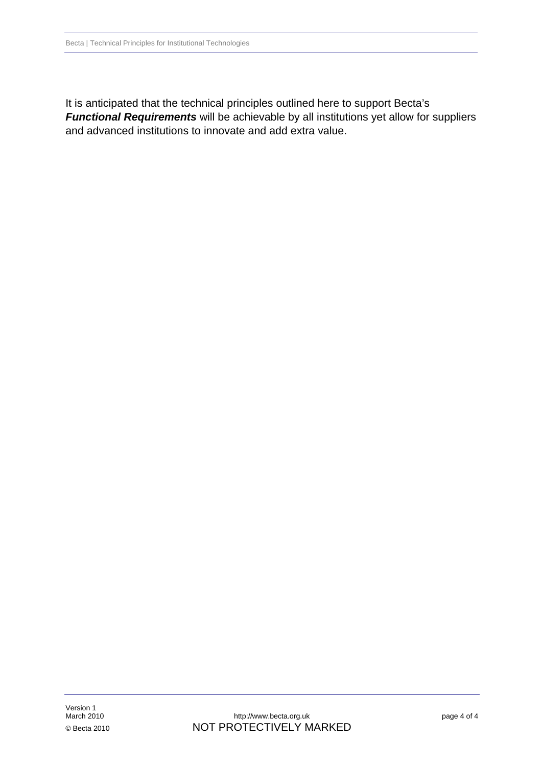It is anticipated that the technical principles outlined here to support Becta's ***Functional Requirements*** will be achievable by all institutions yet allow for suppliers and advanced institutions to innovate and add extra value.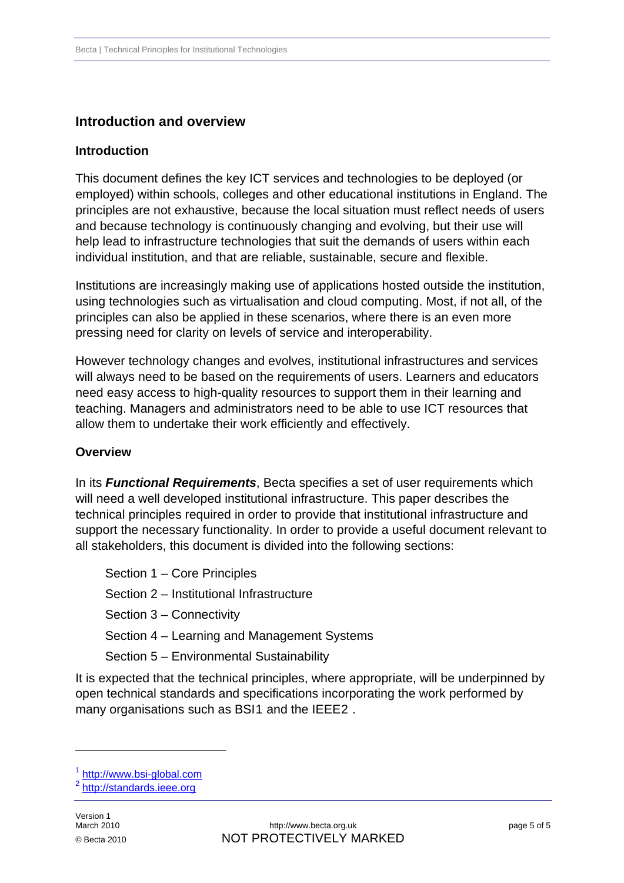## Introduction and overview

### Introduction

This document defines the key ICT services and technologies to be deployed (or employed) within schools, colleges and other educational institutions in England. The principles are not exhaustive, because the local situation must reflect needs of users and because technology is continuously changing and evolving, but their use will help lead to infrastructure technologies that suit the demands of users within each individual institution, and that are reliable, sustainable, secure and flexible.

Institutions are increasingly making use of applications hosted outside the institution, using technologies such as virtualisation and cloud computing. Most, if not all, of the principles can also be applied in these scenarios, where there is an even more pressing need for clarity on levels of service and interoperability.

However technology changes and evolves, institutional infrastructures and services will always need to be based on the requirements of users. Learners and educators need easy access to high-quality resources to support them in their learning and teaching. Managers and administrators need to be able to use ICT resources that allow them to undertake their work efficiently and effectively.

### Overview

In its ***Functional Requirements***, Becta specifies a set of user requirements which will need a well developed institutional infrastructure. This paper describes the technical principles required in order to provide that institutional infrastructure and support the necessary functionality. In order to provide a useful document relevant to all stakeholders, this document is divided into the following sections:

- Section 1 – Core Principles
- Section 2 – Institutional Infrastructure
- Section 3 – Connectivity
- Section 4 – Learning and Management Systems
- Section 5 – Environmental Sustainability

It is expected that the technical principles, where appropriate, will be underpinned by open technical standards and specifications incorporating the work performed by many organisations such as BSI[1] and the IEEE[2] .

---

[1] http://www.bsi-global.com

[2] http://standards.ieee.org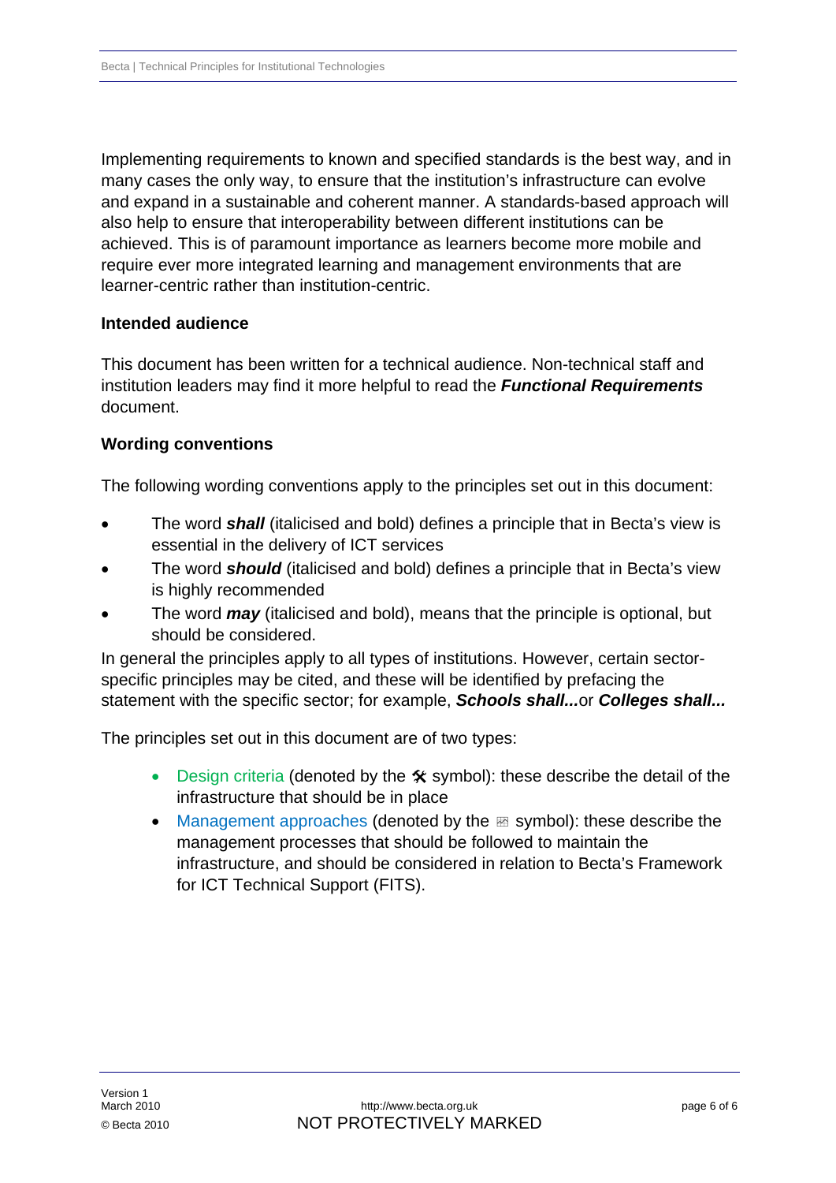Implementing requirements to known and specified standards is the best way, and in many cases the only way, to ensure that the institution's infrastructure can evolve and expand in a sustainable and coherent manner. A standards-based approach will also help to ensure that interoperability between different institutions can be achieved. This is of paramount importance as learners become more mobile and require ever more integrated learning and management environments that are learner-centric rather than institution-centric.

### Intended audience

This document has been written for a technical audience. Non-technical staff and institution leaders may find it more helpful to read the ***Functional Requirements*** document.

### Wording conventions

The following wording conventions apply to the principles set out in this document:

- The word ***shall*** (italicised and bold) defines a principle that in Becta's view is essential in the delivery of ICT services
- The word ***should*** (italicised and bold) defines a principle that in Becta's view is highly recommended
- The word ***may*** (italicised and bold), means that the principle is optional, but should be considered.

In general the principles apply to all types of institutions. However, certain sector-specific principles may be cited, and these will be identified by prefacing the statement with the specific sector; for example, ***Schools shall...*** or ***Colleges shall...***

The principles set out in this document are of two types:

- Design criteria (denoted by the 🛠 symbol): these describe the detail of the infrastructure that should be in place
- Management approaches (denoted by the 📈 symbol): these describe the management processes that should be followed to maintain the infrastructure, and should be considered in relation to Becta's Framework for ICT Technical Support (FITS).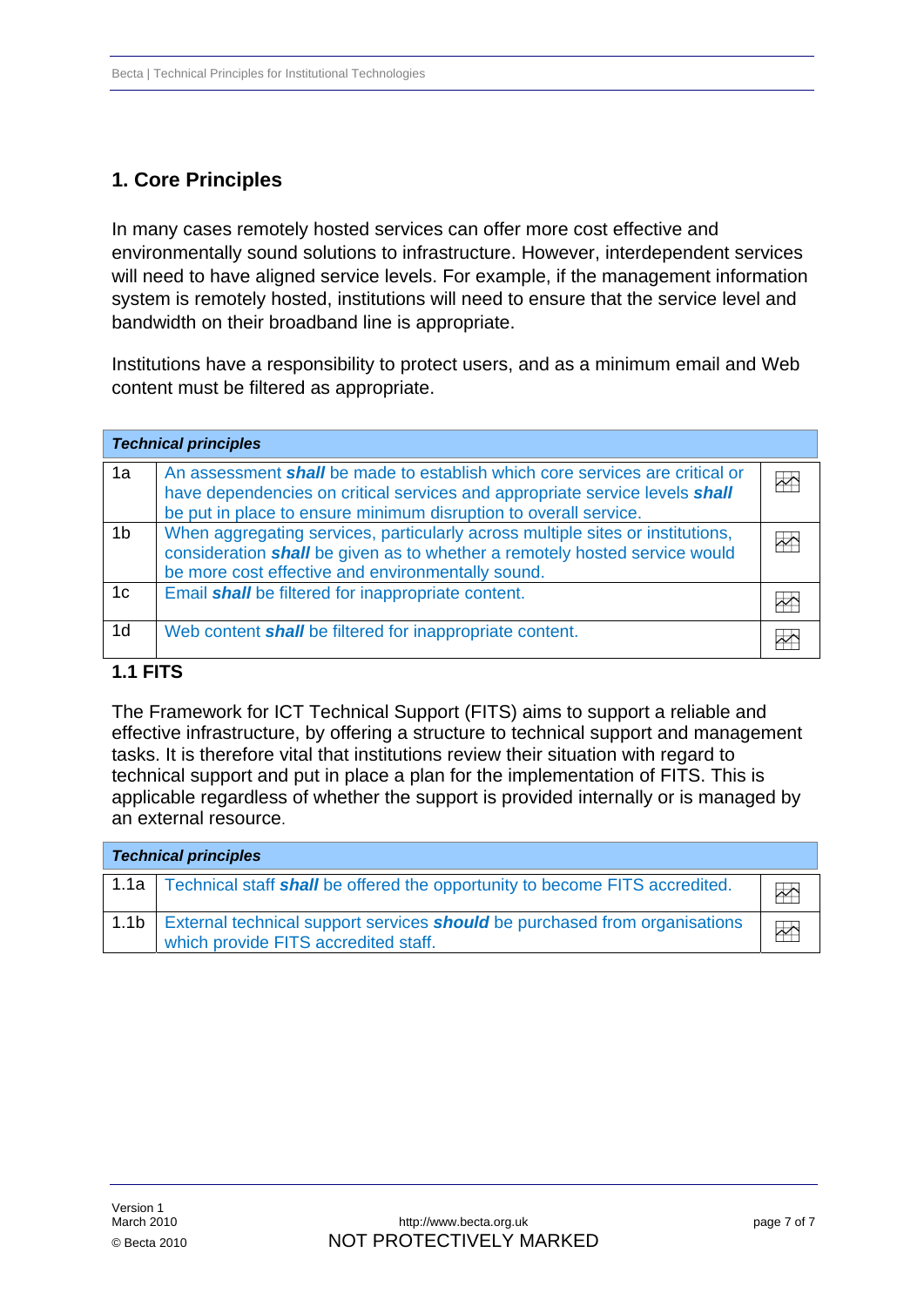## 1. Core Principles

In many cases remotely hosted services can offer more cost effective and environmentally sound solutions to infrastructure. However, interdependent services will need to have aligned service levels. For example, if the management information system is remotely hosted, institutions will need to ensure that the service level and bandwidth on their broadband line is appropriate.

Institutions have a responsibility to protect users, and as a minimum email and Web content must be filtered as appropriate.

| ***Technical principles*** | | |
|---|---|---|
| 1a | An assessment ***shall*** be made to establish which core services are critical or have dependencies on critical services and appropriate service levels ***shall*** be put in place to ensure minimum disruption to overall service. | |
| 1b | When aggregating services, particularly across multiple sites or institutions, consideration ***shall*** be given as to whether a remotely hosted service would be more cost effective and environmentally sound. | |
| 1c | Email ***shall*** be filtered for inappropriate content. | |
| 1d | Web content ***shall*** be filtered for inappropriate content. | |

### 1.1 FITS

The Framework for ICT Technical Support (FITS) aims to support a reliable and effective infrastructure, by offering a structure to technical support and management tasks. It is therefore vital that institutions review their situation with regard to technical support and put in place a plan for the implementation of FITS. This is applicable regardless of whether the support is provided internally or is managed by an external resource.

| ***Technical principles*** | | |
|---|---|---|
| 1.1a | Technical staff ***shall*** be offered the opportunity to become FITS accredited. | |
| 1.1b | External technical support services ***should*** be purchased from organisations which provide FITS accredited staff. | |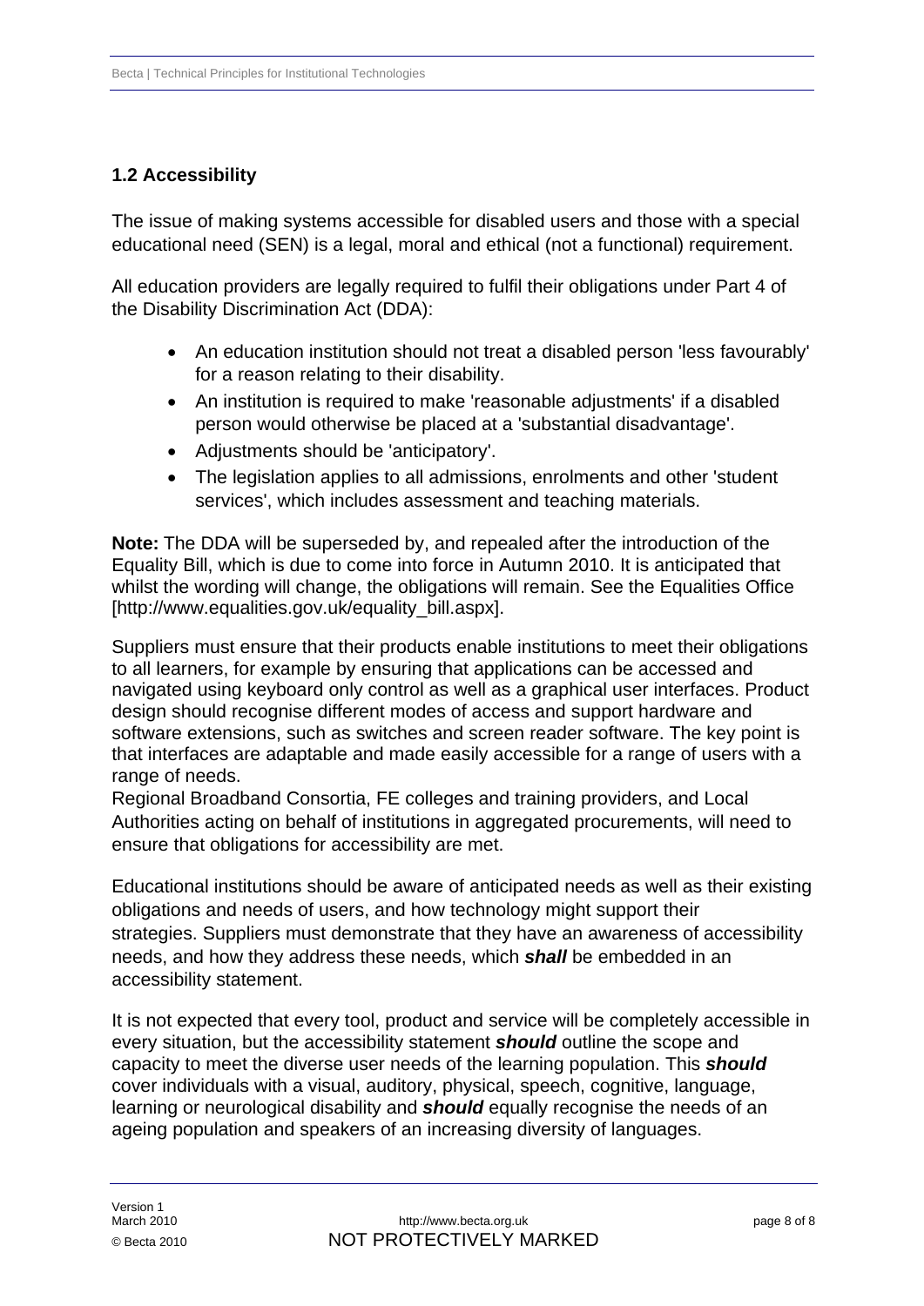### 1.2 Accessibility

The issue of making systems accessible for disabled users and those with a special educational need (SEN) is a legal, moral and ethical (not a functional) requirement.

All education providers are legally required to fulfil their obligations under Part 4 of the Disability Discrimination Act (DDA):

- An education institution should not treat a disabled person 'less favourably' for a reason relating to their disability.
- An institution is required to make 'reasonable adjustments' if a disabled person would otherwise be placed at a 'substantial disadvantage'.
- Adjustments should be 'anticipatory'.
- The legislation applies to all admissions, enrolments and other 'student services', which includes assessment and teaching materials.

**Note:** The DDA will be superseded by, and repealed after the introduction of the Equality Bill, which is due to come into force in Autumn 2010. It is anticipated that whilst the wording will change, the obligations will remain. See the Equalities Office [http://www.equalities.gov.uk/equality_bill.aspx].

Suppliers must ensure that their products enable institutions to meet their obligations to all learners, for example by ensuring that applications can be accessed and navigated using keyboard only control as well as a graphical user interfaces. Product design should recognise different modes of access and support hardware and software extensions, such as switches and screen reader software. The key point is that interfaces are adaptable and made easily accessible for a range of users with a range of needs.
Regional Broadband Consortia, FE colleges and training providers, and Local Authorities acting on behalf of institutions in aggregated procurements, will need to ensure that obligations for accessibility are met.

Educational institutions should be aware of anticipated needs as well as their existing obligations and needs of users, and how technology might support their strategies. Suppliers must demonstrate that they have an awareness of accessibility needs, and how they address these needs, which ***shall*** be embedded in an accessibility statement.

It is not expected that every tool, product and service will be completely accessible in every situation, but the accessibility statement ***should*** outline the scope and capacity to meet the diverse user needs of the learning population. This ***should*** cover individuals with a visual, auditory, physical, speech, cognitive, language, learning or neurological disability and ***should*** equally recognise the needs of an ageing population and speakers of an increasing diversity of languages.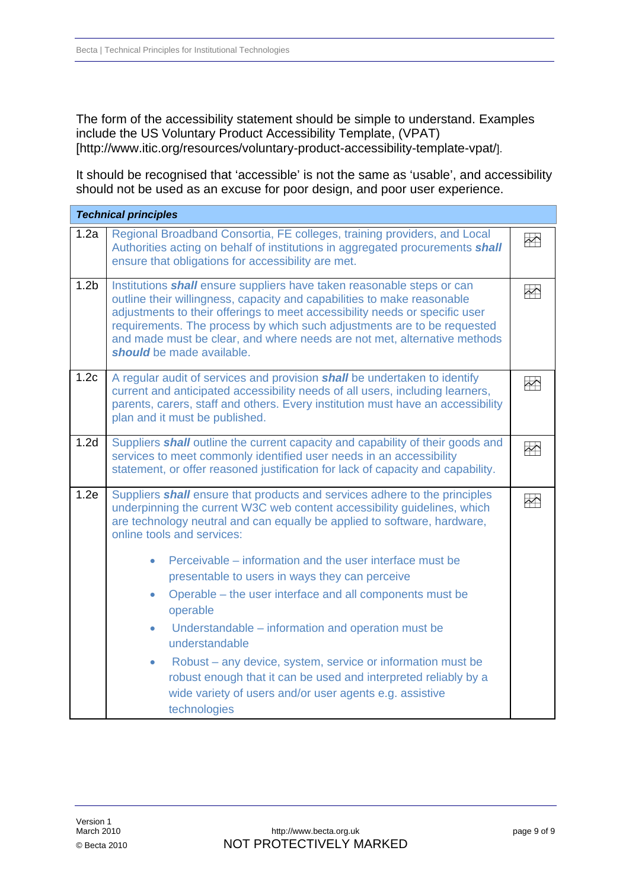The form of the accessibility statement should be simple to understand. Examples include the US Voluntary Product Accessibility Template, (VPAT) [http://www.itic.org/resources/voluntary-product-accessibility-template-vpat/].

It should be recognised that 'accessible' is not the same as 'usable', and accessibility should not be used as an excuse for poor design, and poor user experience.

| ***Technical principles*** | | |
|---|---|---|
| 1.2a | Regional Broadband Consortia, FE colleges, training providers, and Local Authorities acting on behalf of institutions in aggregated procurements ***shall*** ensure that obligations for accessibility are met. | |
| 1.2b | Institutions ***shall*** ensure suppliers have taken reasonable steps or can outline their willingness, capacity and capabilities to make reasonable adjustments to their offerings to meet accessibility needs or specific user requirements. The process by which such adjustments are to be requested and made must be clear, and where needs are not met, alternative methods ***should*** be made available. | |
| 1.2c | A regular audit of services and provision ***shall*** be undertaken to identify current and anticipated accessibility needs of all users, including learners, parents, carers, staff and others. Every institution must have an accessibility plan and it must be published. | |
| 1.2d | Suppliers ***shall*** outline the current capacity and capability of their goods and services to meet commonly identified user needs in an accessibility statement, or offer reasoned justification for lack of capacity and capability. | |
| 1.2e | Suppliers ***shall*** ensure that products and services adhere to the principles underpinning the current W3C web content accessibility guidelines, which are technology neutral and can equally be applied to software, hardware, online tools and services:<br>• Perceivable – information and the user interface must be presentable to users in ways they can perceive<br>• Operable – the user interface and all components must be operable<br>• Understandable – information and operation must be understandable<br>• Robust – any device, system, service or information must be robust enough that it can be used and interpreted reliably by a wide variety of users and/or user agents e.g. assistive technologies | |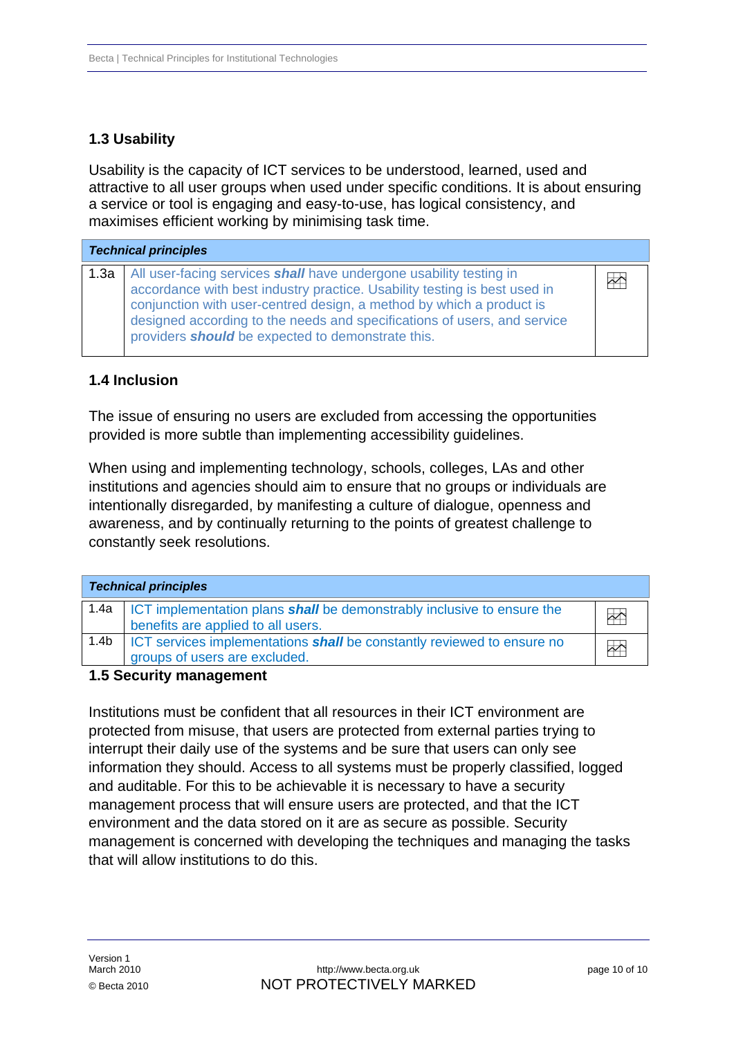### 1.3 Usability

Usability is the capacity of ICT services to be understood, learned, used and attractive to all user groups when used under specific conditions. It is about ensuring a service or tool is engaging and easy-to-use, has logical consistency, and maximises efficient working by minimising task time.

| ***Technical principles*** | | |
|---|---|---|
| 1.3a | All user-facing services ***shall*** have undergone usability testing in accordance with best industry practice. Usability testing is best used in conjunction with user-centred design, a method by which a product is designed according to the needs and specifications of users, and service providers ***should*** be expected to demonstrate this. | |

### 1.4 Inclusion

The issue of ensuring no users are excluded from accessing the opportunities provided is more subtle than implementing accessibility guidelines.

When using and implementing technology, schools, colleges, LAs and other institutions and agencies should aim to ensure that no groups or individuals are intentionally disregarded, by manifesting a culture of dialogue, openness and awareness, and by continually returning to the points of greatest challenge to constantly seek resolutions.

| ***Technical principles*** | | |
|---|---|---|
| 1.4a | ICT implementation plans ***shall*** be demonstrably inclusive to ensure the benefits are applied to all users. | |
| 1.4b | ICT services implementations ***shall*** be constantly reviewed to ensure no groups of users are excluded. | |

### 1.5 Security management

Institutions must be confident that all resources in their ICT environment are protected from misuse, that users are protected from external parties trying to interrupt their daily use of the systems and be sure that users can only see information they should. Access to all systems must be properly classified, logged and auditable. For this to be achievable it is necessary to have a security management process that will ensure users are protected, and that the ICT environment and the data stored on it are as secure as possible. Security management is concerned with developing the techniques and managing the tasks that will allow institutions to do this.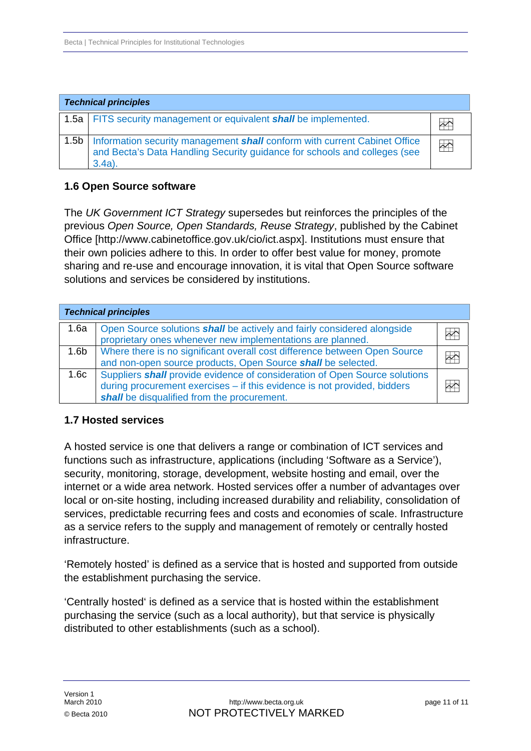| Technical principles | | |
|---|---|---|
| 1.5a | FITS security management or equivalent ***shall*** be implemented. | |
| 1.5b | Information security management ***shall*** conform with current Cabinet Office and Becta's Data Handling Security guidance for schools and colleges (see 3.4a). | |

## 1.6 Open Source software

The *UK Government ICT Strategy* supersedes but reinforces the principles of the previous *Open Source, Open Standards, Reuse Strategy*, published by the Cabinet Office [http://www.cabinetoffice.gov.uk/cio/ict.aspx]. Institutions must ensure that their own policies adhere to this. In order to offer best value for money, promote sharing and re-use and encourage innovation, it is vital that Open Source software solutions and services be considered by institutions.

| Technical principles | | |
|---|---|---|
| 1.6a | Open Source solutions ***shall*** be actively and fairly considered alongside proprietary ones whenever new implementations are planned. | |
| 1.6b | Where there is no significant overall cost difference between Open Source and non-open source products, Open Source ***shall*** be selected. | |
| 1.6c | Suppliers ***shall*** provide evidence of consideration of Open Source solutions during procurement exercises – if this evidence is not provided, bidders ***shall*** be disqualified from the procurement. | |

## 1.7 Hosted services

A hosted service is one that delivers a range or combination of ICT services and functions such as infrastructure, applications (including 'Software as a Service'), security, monitoring, storage, development, website hosting and email, over the internet or a wide area network. Hosted services offer a number of advantages over local or on-site hosting, including increased durability and reliability, consolidation of services, predictable recurring fees and costs and economies of scale. Infrastructure as a service refers to the supply and management of remotely or centrally hosted infrastructure.

'Remotely hosted' is defined as a service that is hosted and supported from outside the establishment purchasing the service.

'Centrally hosted' is defined as a service that is hosted within the establishment purchasing the service (such as a local authority), but that service is physically distributed to other establishments (such as a school).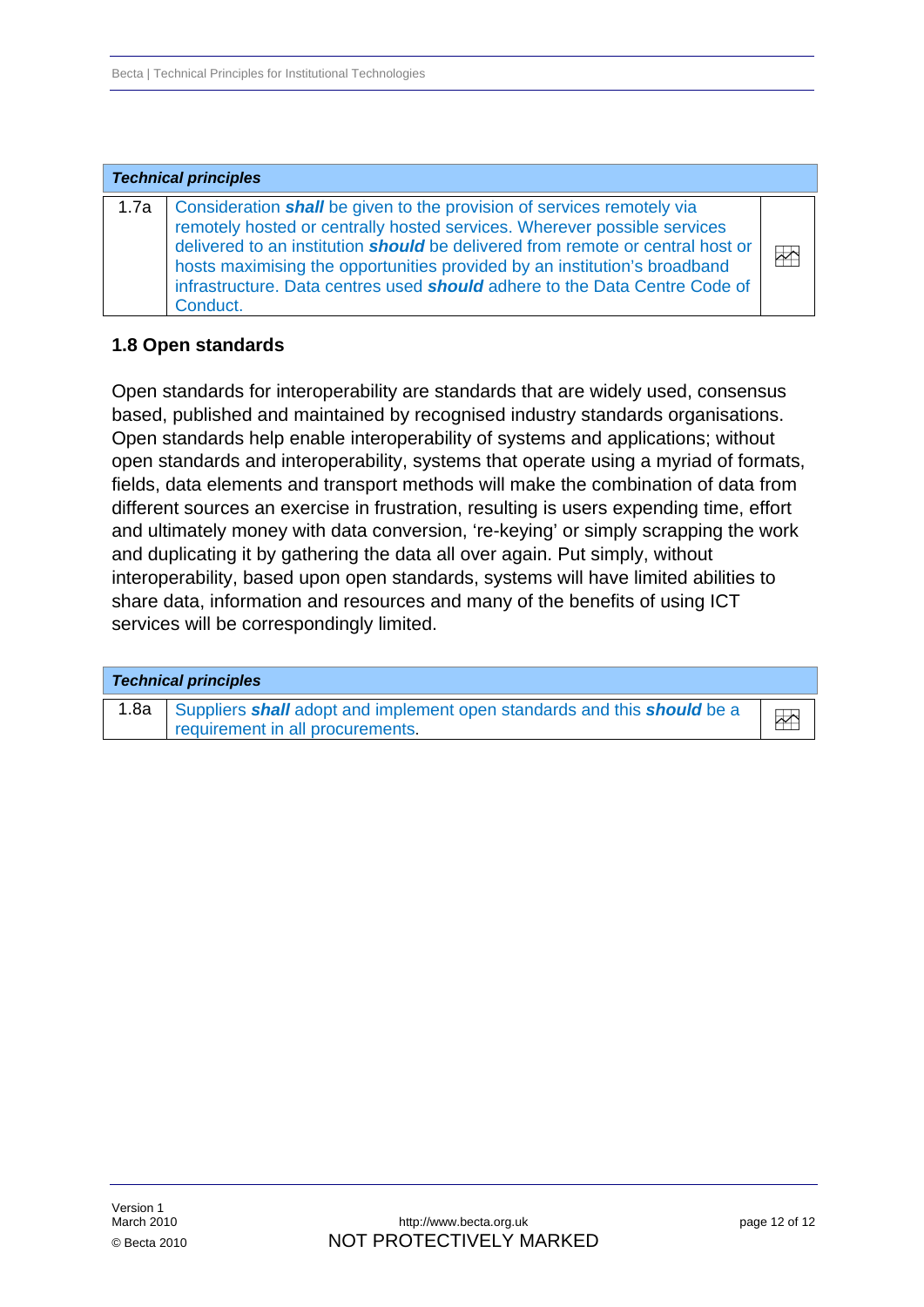| *Technical principles* | | |
|---|---|---|
| 1.7a | Consideration ***shall*** be given to the provision of services remotely via remotely hosted or centrally hosted services. Wherever possible services delivered to an institution ***should*** be delivered from remote or central host or hosts maximising the opportunities provided by an institution's broadband infrastructure. Data centres used ***should*** adhere to the Data Centre Code of Conduct. | |

### 1.8 Open standards

Open standards for interoperability are standards that are widely used, consensus based, published and maintained by recognised industry standards organisations. Open standards help enable interoperability of systems and applications; without open standards and interoperability, systems that operate using a myriad of formats, fields, data elements and transport methods will make the combination of data from different sources an exercise in frustration, resulting is users expending time, effort and ultimately money with data conversion, 're-keying' or simply scrapping the work and duplicating it by gathering the data all over again. Put simply, without interoperability, based upon open standards, systems will have limited abilities to share data, information and resources and many of the benefits of using ICT services will be correspondingly limited.

| *Technical principles* | | |
|---|---|---|
| 1.8a | Suppliers ***shall*** adopt and implement open standards and this ***should*** be a requirement in all procurements. | |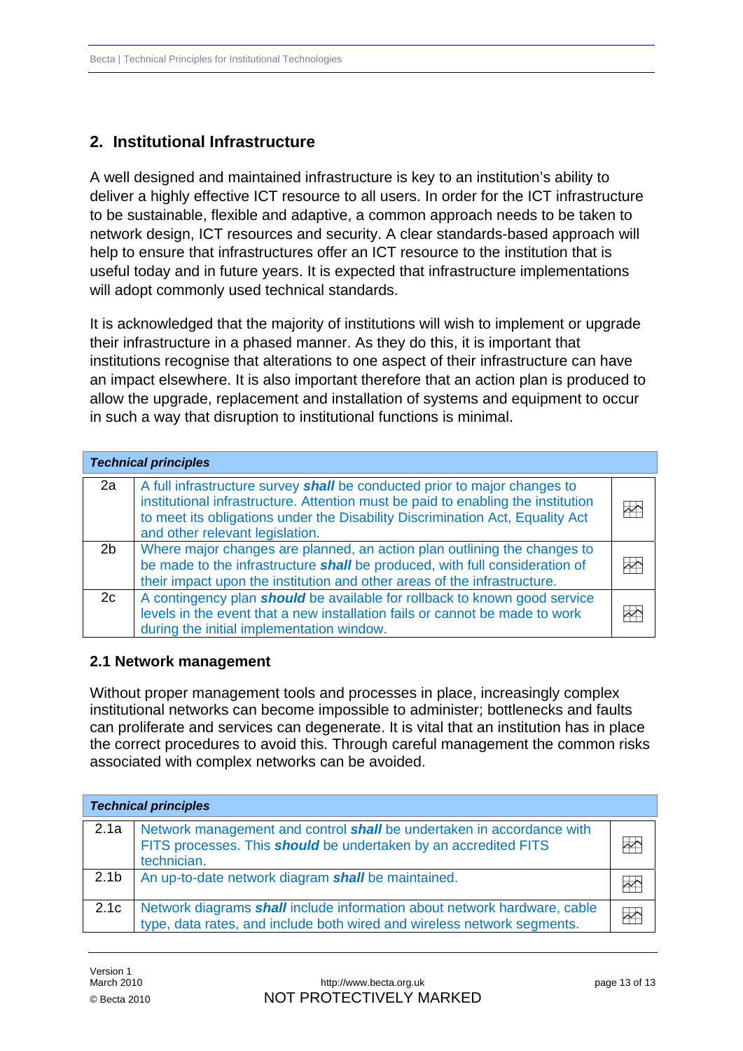## 2. Institutional Infrastructure

A well designed and maintained infrastructure is key to an institution's ability to deliver a highly effective ICT resource to all users. In order for the ICT infrastructure to be sustainable, flexible and adaptive, a common approach needs to be taken to network design, ICT resources and security. A clear standards-based approach will help to ensure that infrastructures offer an ICT resource to the institution that is useful today and in future years. It is expected that infrastructure implementations will adopt commonly used technical standards.

It is acknowledged that the majority of institutions will wish to implement or upgrade their infrastructure in a phased manner. As they do this, it is important that institutions recognise that alterations to one aspect of their infrastructure can have an impact elsewhere. It is also important therefore that an action plan is produced to allow the upgrade, replacement and installation of systems and equipment to occur in such a way that disruption to institutional functions is minimal.

| ***Technical principles*** | | |
|---|---|---|
| 2a | A full infrastructure survey ***shall*** be conducted prior to major changes to institutional infrastructure. Attention must be paid to enabling the institution to meet its obligations under the Disability Discrimination Act, Equality Act and other relevant legislation. | |
| 2b | Where major changes are planned, an action plan outlining the changes to be made to the infrastructure ***shall*** be produced, with full consideration of their impact upon the institution and other areas of the infrastructure. | |
| 2c | A contingency plan ***should*** be available for rollback to known good service levels in the event that a new installation fails or cannot be made to work during the initial implementation window. | |

### 2.1 Network management

Without proper management tools and processes in place, increasingly complex institutional networks can become impossible to administer; bottlenecks and faults can proliferate and services can degenerate. It is vital that an institution has in place the correct procedures to avoid this. Through careful management the common risks associated with complex networks can be avoided.

| ***Technical principles*** | | |
|---|---|---|
| 2.1a | Network management and control ***shall*** be undertaken in accordance with FITS processes. This ***should*** be undertaken by an accredited FITS technician. | |
| 2.1b | An up-to-date network diagram ***shall*** be maintained. | |
| 2.1c | Network diagrams ***shall*** include information about network hardware, cable type, data rates, and include both wired and wireless network segments. | |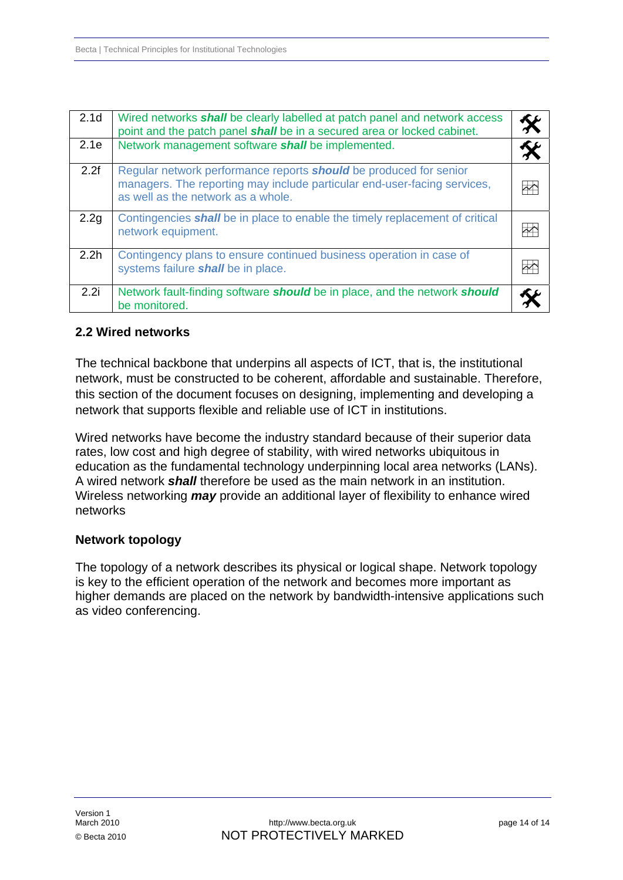| | | |
|---|---|---|
| 2.1d | Wired networks ***shall*** be clearly labelled at patch panel and network access point and the patch panel ***shall*** be in a secured area or locked cabinet. | 🛠 |
| 2.1e | Network management software ***shall*** be implemented. | 🛠 |
| 2.2f | Regular network performance reports ***should*** be produced for senior managers. The reporting may include particular end-user-facing services, as well as the network as a whole. | 📈 |
| 2.2g | Contingencies ***shall*** be in place to enable the timely replacement of critical network equipment. | 📈 |
| 2.2h | Contingency plans to ensure continued business operation in case of systems failure ***shall*** be in place. | 📈 |
| 2.2i | Network fault-finding software ***should*** be in place, and the network ***should*** be monitored. | 🛠 |

### 2.2 Wired networks

The technical backbone that underpins all aspects of ICT, that is, the institutional network, must be constructed to be coherent, affordable and sustainable. Therefore, this section of the document focuses on designing, implementing and developing a network that supports flexible and reliable use of ICT in institutions.

Wired networks have become the industry standard because of their superior data rates, low cost and high degree of stability, with wired networks ubiquitous in education as the fundamental technology underpinning local area networks (LANs). A wired network ***shall*** therefore be used as the main network in an institution. Wireless networking ***may*** provide an additional layer of flexibility to enhance wired networks

#### Network topology

The topology of a network describes its physical or logical shape. Network topology is key to the efficient operation of the network and becomes more important as higher demands are placed on the network by bandwidth-intensive applications such as video conferencing.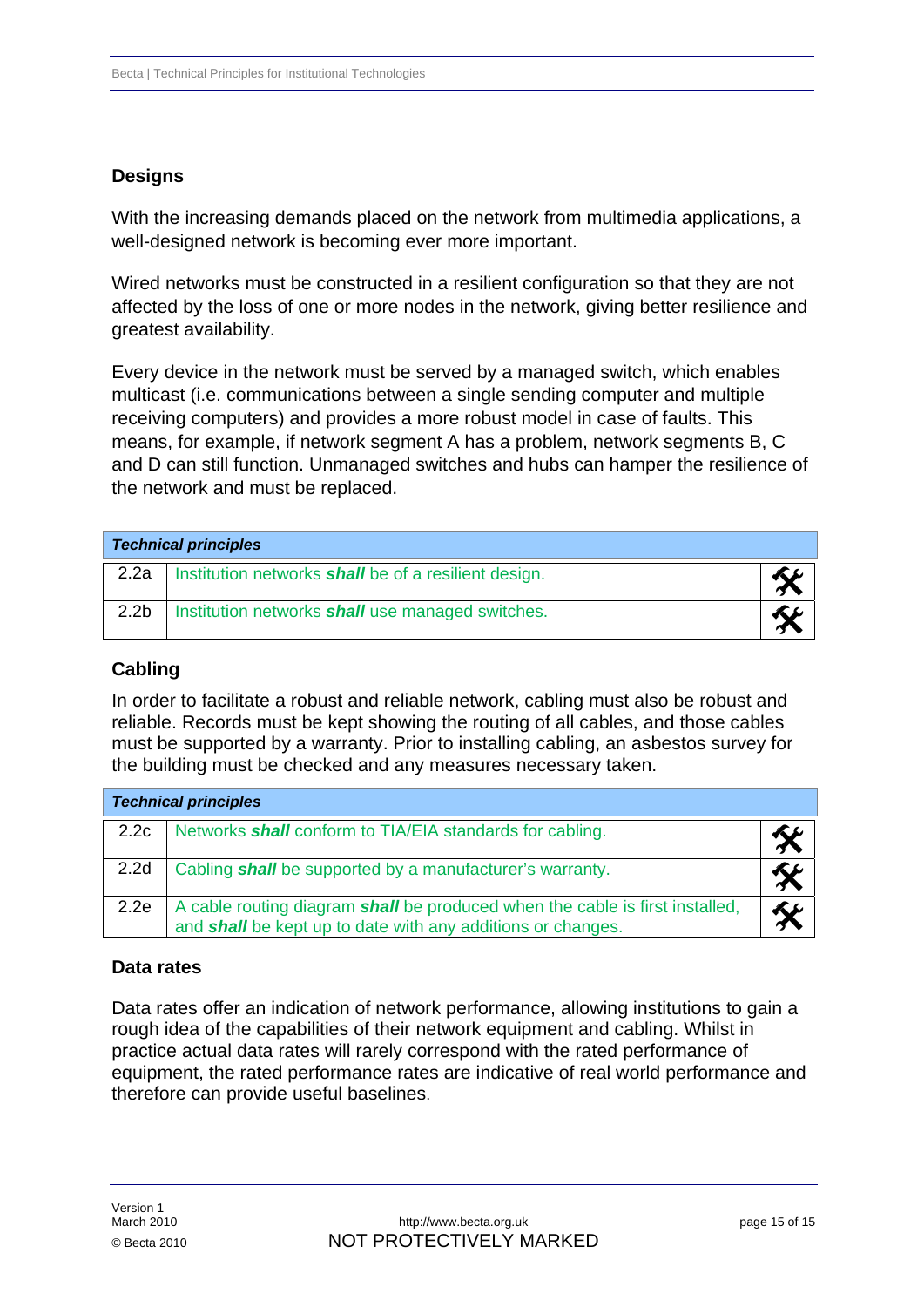## Designs

With the increasing demands placed on the network from multimedia applications, a well-designed network is becoming ever more important.

Wired networks must be constructed in a resilient configuration so that they are not affected by the loss of one or more nodes in the network, giving better resilience and greatest availability.

Every device in the network must be served by a managed switch, which enables multicast (i.e. communications between a single sending computer and multiple receiving computers) and provides a more robust model in case of faults. This means, for example, if network segment A has a problem, network segments B, C and D can still function. Unmanaged switches and hubs can hamper the resilience of the network and must be replaced.

| ***Technical principles*** | | |
|---|---|---|
| 2.2a | Institution networks ***shall*** be of a resilient design. | 🛠 |
| 2.2b | Institution networks ***shall*** use managed switches. | 🛠 |

## Cabling

In order to facilitate a robust and reliable network, cabling must also be robust and reliable. Records must be kept showing the routing of all cables, and those cables must be supported by a warranty. Prior to installing cabling, an asbestos survey for the building must be checked and any measures necessary taken.

| ***Technical principles*** | | |
|---|---|---|
| 2.2c | Networks ***shall*** conform to TIA/EIA standards for cabling. | 🛠 |
| 2.2d | Cabling ***shall*** be supported by a manufacturer's warranty. | 🛠 |
| 2.2e | A cable routing diagram ***shall*** be produced when the cable is first installed, and ***shall*** be kept up to date with any additions or changes. | 🛠 |

## Data rates

Data rates offer an indication of network performance, allowing institutions to gain a rough idea of the capabilities of their network equipment and cabling. Whilst in practice actual data rates will rarely correspond with the rated performance of equipment, the rated performance rates are indicative of real world performance and therefore can provide useful baselines.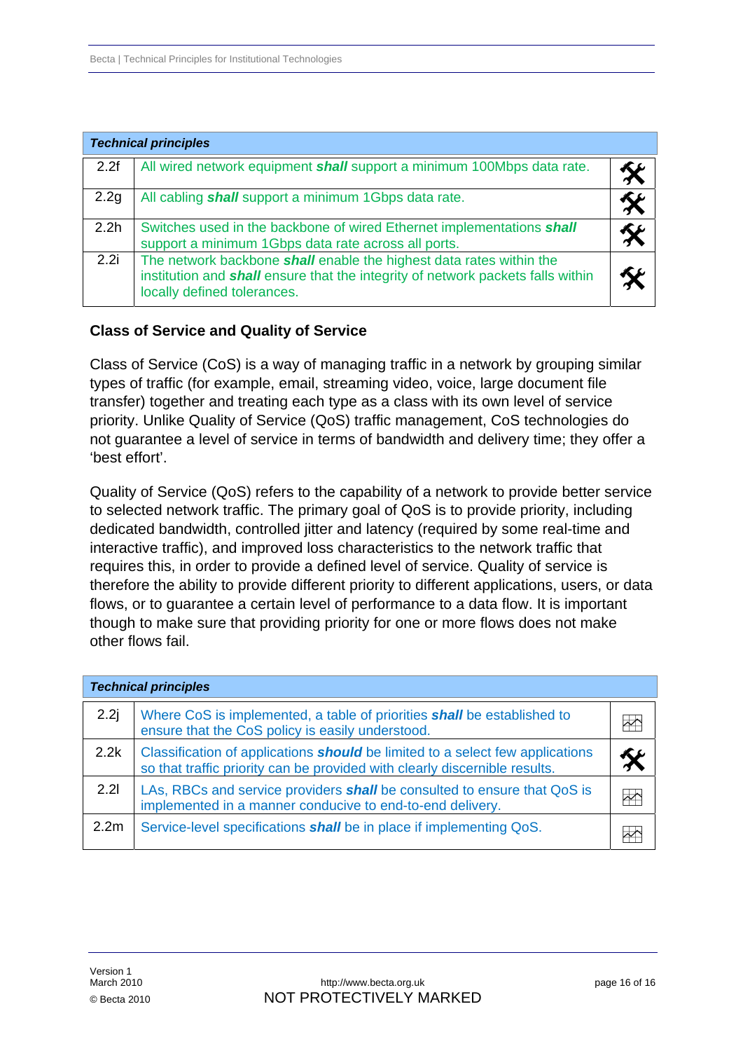| Technical principles | | |
|---|---|---|
| 2.2f | All wired network equipment ***shall*** support a minimum 100Mbps data rate. | |
| 2.2g | All cabling ***shall*** support a minimum 1Gbps data rate. | |
| 2.2h | Switches used in the backbone of wired Ethernet implementations ***shall*** support a minimum 1Gbps data rate across all ports. | |
| 2.2i | The network backbone ***shall*** enable the highest data rates within the institution and ***shall*** ensure that the integrity of network packets falls within locally defined tolerances. | |

### Class of Service and Quality of Service

Class of Service (CoS) is a way of managing traffic in a network by grouping similar types of traffic (for example, email, streaming video, voice, large document file transfer) together and treating each type as a class with its own level of service priority. Unlike Quality of Service (QoS) traffic management, CoS technologies do not guarantee a level of service in terms of bandwidth and delivery time; they offer a 'best effort'.

Quality of Service (QoS) refers to the capability of a network to provide better service to selected network traffic. The primary goal of QoS is to provide priority, including dedicated bandwidth, controlled jitter and latency (required by some real-time and interactive traffic), and improved loss characteristics to the network traffic that requires this, in order to provide a defined level of service. Quality of service is therefore the ability to provide different priority to different applications, users, or data flows, or to guarantee a certain level of performance to a data flow. It is important though to make sure that providing priority for one or more flows does not make other flows fail.

| Technical principles | | |
|---|---|---|
| 2.2j | Where CoS is implemented, a table of priorities ***shall*** be established to ensure that the CoS policy is easily understood. | |
| 2.2k | Classification of applications ***should*** be limited to a select few applications so that traffic priority can be provided with clearly discernible results. | |
| 2.2l | LAs, RBCs and service providers ***shall*** be consulted to ensure that QoS is implemented in a manner conducive to end-to-end delivery. | |
| 2.2m | Service-level specifications ***shall*** be in place if implementing QoS. | |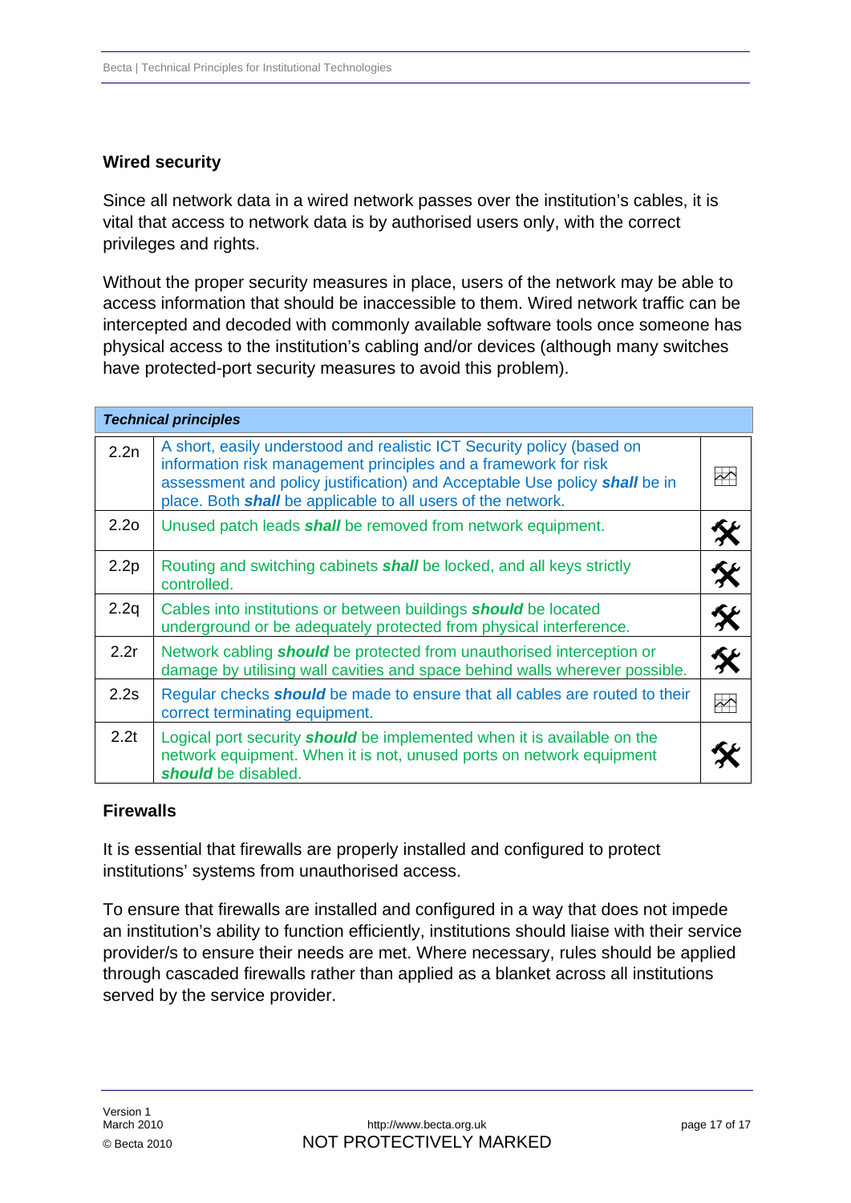## Wired security

Since all network data in a wired network passes over the institution's cables, it is vital that access to network data is by authorised users only, with the correct privileges and rights.

Without the proper security measures in place, users of the network may be able to access information that should be inaccessible to them. Wired network traffic can be intercepted and decoded with commonly available software tools once someone has physical access to the institution's cabling and/or devices (although many switches have protected-port security measures to avoid this problem).

| ***Technical principles*** | | |
|---|---|---|
| 2.2n | A short, easily understood and realistic ICT Security policy (based on information risk management principles and a framework for risk assessment and policy justification) and Acceptable Use policy ***shall*** be in place. Both ***shall*** be applicable to all users of the network. | |
| 2.2o | Unused patch leads ***shall*** be removed from network equipment. | |
| 2.2p | Routing and switching cabinets ***shall*** be locked, and all keys strictly controlled. | |
| 2.2q | Cables into institutions or between buildings ***should*** be located underground or be adequately protected from physical interference. | |
| 2.2r | Network cabling ***should*** be protected from unauthorised interception or damage by utilising wall cavities and space behind walls wherever possible. | |
| 2.2s | Regular checks ***should*** be made to ensure that all cables are routed to their correct terminating equipment. | |
| 2.2t | Logical port security ***should*** be implemented when it is available on the network equipment. When it is not, unused ports on network equipment ***should*** be disabled. | |

## Firewalls

It is essential that firewalls are properly installed and configured to protect institutions' systems from unauthorised access.

To ensure that firewalls are installed and configured in a way that does not impede an institution's ability to function efficiently, institutions should liaise with their service provider/s to ensure their needs are met. Where necessary, rules should be applied through cascaded firewalls rather than applied as a blanket across all institutions served by the service provider.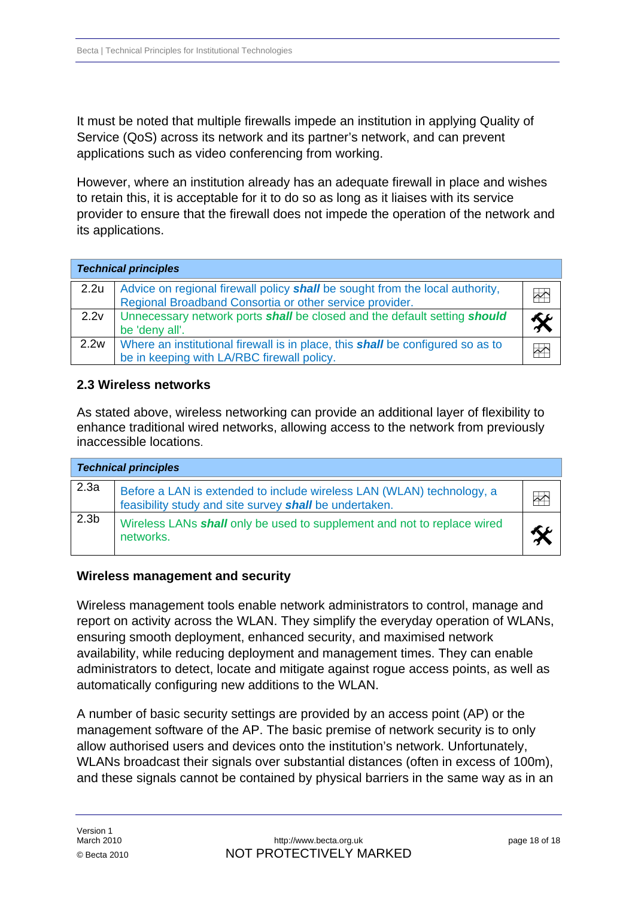It must be noted that multiple firewalls impede an institution in applying Quality of Service (QoS) across its network and its partner's network, and can prevent applications such as video conferencing from working.

However, where an institution already has an adequate firewall in place and wishes to retain this, it is acceptable for it to do so as long as it liaises with its service provider to ensure that the firewall does not impede the operation of the network and its applications.

| ***Technical principles*** | | |
|---|---|---|
| 2.2u | Advice on regional firewall policy ***shall*** be sought from the local authority, Regional Broadband Consortia or other service provider. | |
| 2.2v | Unnecessary network ports ***shall*** be closed and the default setting ***should*** be 'deny all'. | |
| 2.2w | Where an institutional firewall is in place, this ***shall*** be configured so as to be in keeping with LA/RBC firewall policy. | |

### 2.3 Wireless networks

As stated above, wireless networking can provide an additional layer of flexibility to enhance traditional wired networks, allowing access to the network from previously inaccessible locations.

| ***Technical principles*** | | |
|---|---|---|
| 2.3a | Before a LAN is extended to include wireless LAN (WLAN) technology, a feasibility study and site survey ***shall*** be undertaken. | |
| 2.3b | Wireless LANs ***shall*** only be used to supplement and not to replace wired networks. | |

#### Wireless management and security

Wireless management tools enable network administrators to control, manage and report on activity across the WLAN. They simplify the everyday operation of WLANs, ensuring smooth deployment, enhanced security, and maximised network availability, while reducing deployment and management times. They can enable administrators to detect, locate and mitigate against rogue access points, as well as automatically configuring new additions to the WLAN.

A number of basic security settings are provided by an access point (AP) or the management software of the AP. The basic premise of network security is to only allow authorised users and devices onto the institution's network. Unfortunately, WLANs broadcast their signals over substantial distances (often in excess of 100m), and these signals cannot be contained by physical barriers in the same way as in an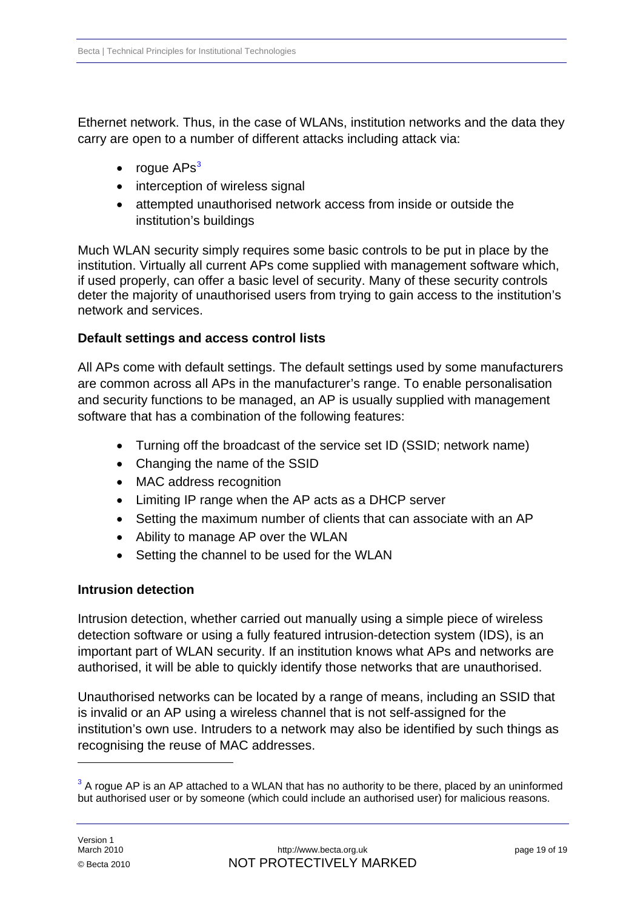Ethernet network. Thus, in the case of WLANs, institution networks and the data they carry are open to a number of different attacks including attack via:

- rogue APs[3]
- interception of wireless signal
- attempted unauthorised network access from inside or outside the institution's buildings

Much WLAN security simply requires some basic controls to be put in place by the institution. Virtually all current APs come supplied with management software which, if used properly, can offer a basic level of security. Many of these security controls deter the majority of unauthorised users from trying to gain access to the institution's network and services.

**Default settings and access control lists**

All APs come with default settings. The default settings used by some manufacturers are common across all APs in the manufacturer's range. To enable personalisation and security functions to be managed, an AP is usually supplied with management software that has a combination of the following features:

- Turning off the broadcast of the service set ID (SSID; network name)
- Changing the name of the SSID
- MAC address recognition
- Limiting IP range when the AP acts as a DHCP server
- Setting the maximum number of clients that can associate with an AP
- Ability to manage AP over the WLAN
- Setting the channel to be used for the WLAN

**Intrusion detection**

Intrusion detection, whether carried out manually using a simple piece of wireless detection software or using a fully featured intrusion-detection system (IDS), is an important part of WLAN security. If an institution knows what APs and networks are authorised, it will be able to quickly identify those networks that are unauthorised.

Unauthorised networks can be located by a range of means, including an SSID that is invalid or an AP using a wireless channel that is not self-assigned for the institution's own use. Intruders to a network may also be identified by such things as recognising the reuse of MAC addresses.

[3] A rogue AP is an AP attached to a WLAN that has no authority to be there, placed by an uninformed but authorised user or by someone (which could include an authorised user) for malicious reasons.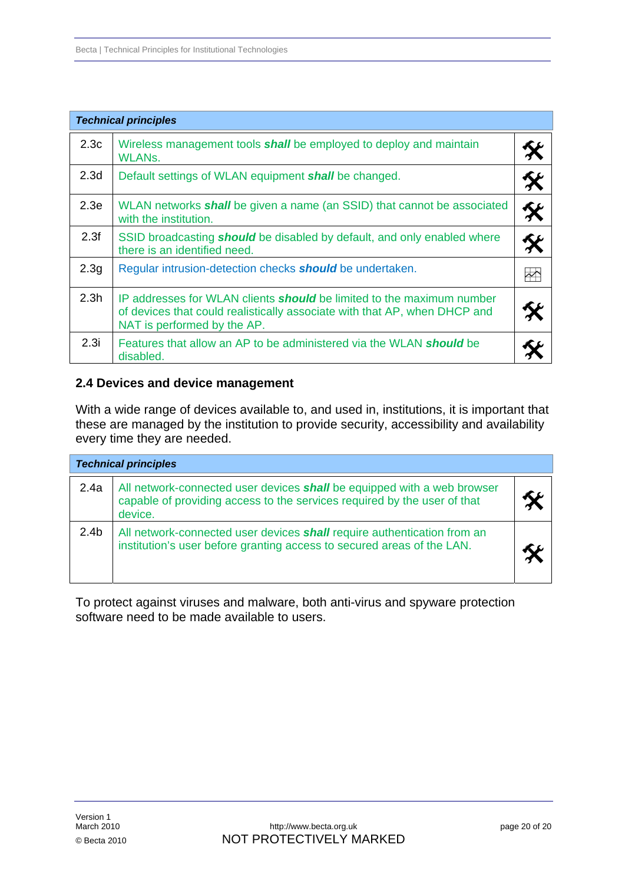| Technical principles | | |
|---|---|---|
| 2.3c | Wireless management tools ***shall*** be employed to deploy and maintain WLANs. | |
| 2.3d | Default settings of WLAN equipment ***shall*** be changed. | |
| 2.3e | WLAN networks ***shall*** be given a name (an SSID) that cannot be associated with the institution. | |
| 2.3f | SSID broadcasting ***should*** be disabled by default, and only enabled where there is an identified need. | |
| 2.3g | Regular intrusion-detection checks ***should*** be undertaken. | |
| 2.3h | IP addresses for WLAN clients ***should*** be limited to the maximum number of devices that could realistically associate with that AP, when DHCP and NAT is performed by the AP. | |
| 2.3i | Features that allow an AP to be administered via the WLAN ***should*** be disabled. | |

## 2.4 Devices and device management

With a wide range of devices available to, and used in, institutions, it is important that these are managed by the institution to provide security, accessibility and availability every time they are needed.

| Technical principles | | |
|---|---|---|
| 2.4a | All network-connected user devices ***shall*** be equipped with a web browser capable of providing access to the services required by the user of that device. | |
| 2.4b | All network-connected user devices ***shall*** require authentication from an institution's user before granting access to secured areas of the LAN. | |

To protect against viruses and malware, both anti-virus and spyware protection software need to be made available to users.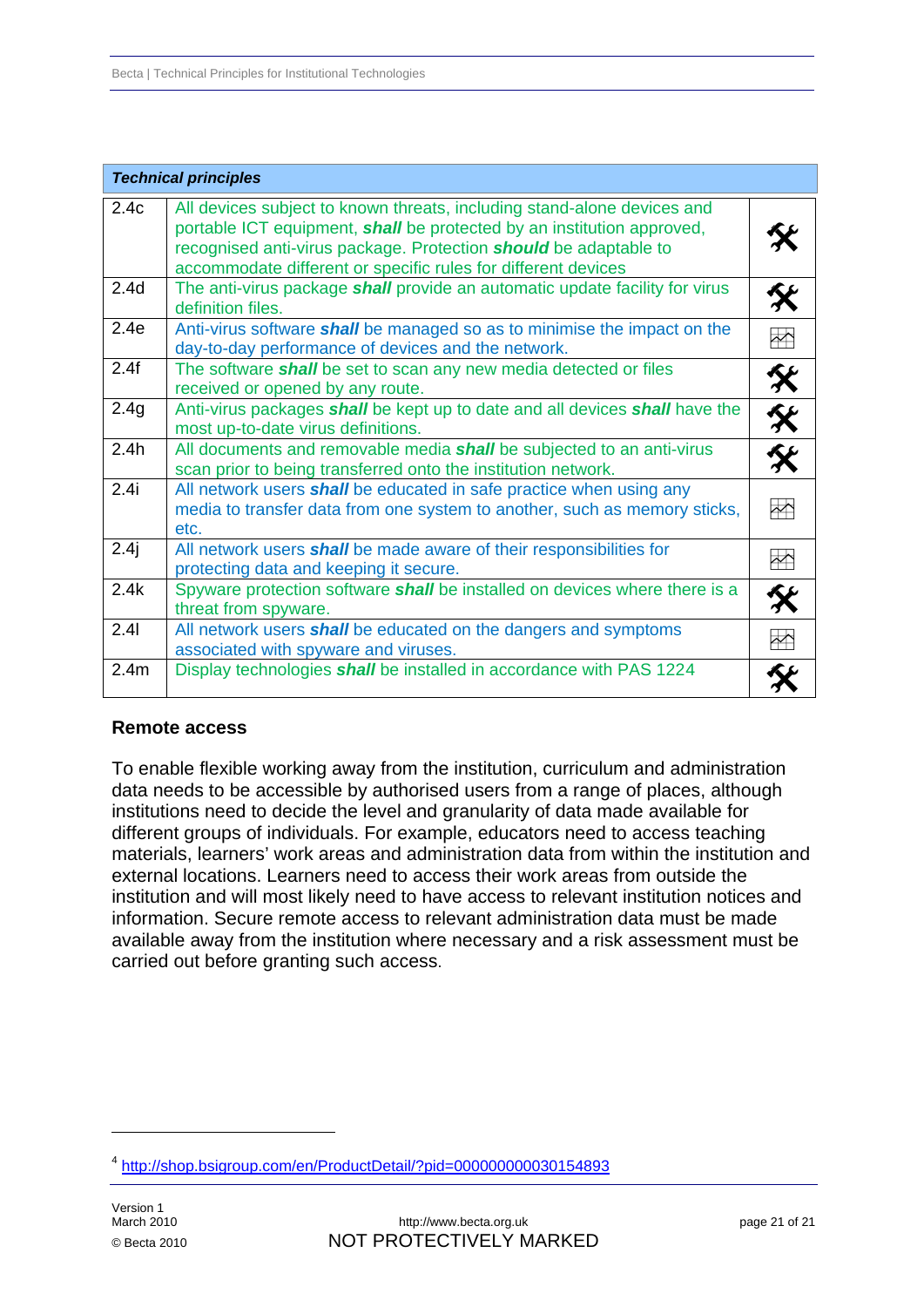| Technical principles | | |
|---|---|---|
| 2.4c | All devices subject to known threats, including stand-alone devices and portable ICT equipment, ***shall*** be protected by an institution approved, recognised anti-virus package. Protection ***should*** be adaptable to accommodate different or specific rules for different devices | 🛠 |
| 2.4d | The anti-virus package ***shall*** provide an automatic update facility for virus definition files. | 🛠 |
| 2.4e | Anti-virus software ***shall*** be managed so as to minimise the impact on the day-to-day performance of devices and the network. | 📈 |
| 2.4f | The software ***shall*** be set to scan any new media detected or files received or opened by any route. | 🛠 |
| 2.4g | Anti-virus packages ***shall*** be kept up to date and all devices ***shall*** have the most up-to-date virus definitions. | 🛠 |
| 2.4h | All documents and removable media ***shall*** be subjected to an anti-virus scan prior to being transferred onto the institution network. | 🛠 |
| 2.4i | All network users ***shall*** be educated in safe practice when using any media to transfer data from one system to another, such as memory sticks, etc. | 📈 |
| 2.4j | All network users ***shall*** be made aware of their responsibilities for protecting data and keeping it secure. | 📈 |
| 2.4k | Spyware protection software ***shall*** be installed on devices where there is a threat from spyware. | 🛠 |
| 2.4l | All network users ***shall*** be educated on the dangers and symptoms associated with spyware and viruses. | 📈 |
| 2.4m | Display technologies ***shall*** be installed in accordance with PAS 1224 | 🛠 |

## Remote access

To enable flexible working away from the institution, curriculum and administration data needs to be accessible by authorised users from a range of places, although institutions need to decide the level and granularity of data made available for different groups of individuals. For example, educators need to access teaching materials, learners' work areas and administration data from within the institution and external locations. Learners need to access their work areas from outside the institution and will most likely need to have access to relevant institution notices and information. Secure remote access to relevant administration data must be made available away from the institution where necessary and a risk assessment must be carried out before granting such access.

---

[4] http://shop.bsigroup.com/en/ProductDetail/?pid=000000000030154893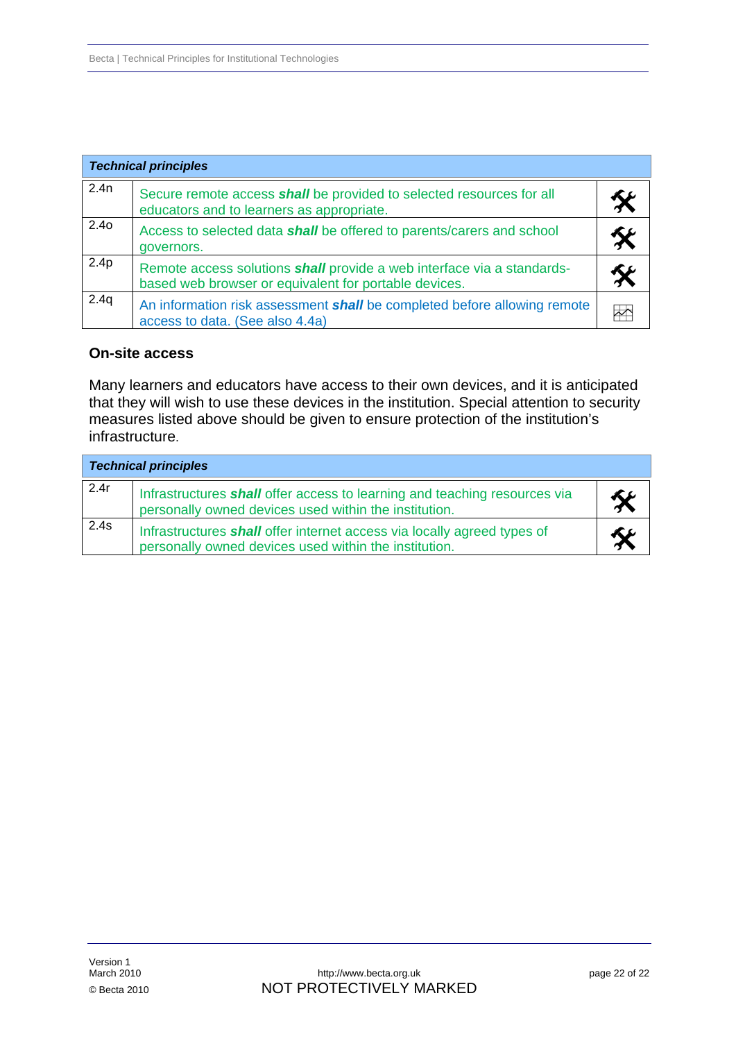| *Technical principles* | | |
|---|---|---|
| 2.4n | Secure remote access ***shall*** be provided to selected resources for all educators and to learners as appropriate. | 🛠 |
| 2.4o | Access to selected data ***shall*** be offered to parents/carers and school governors. | 🛠 |
| 2.4p | Remote access solutions ***shall*** provide a web interface via a standards-based web browser or equivalent for portable devices. | 🛠 |
| 2.4q | An information risk assessment ***shall*** be completed before allowing remote access to data. (See also 4.4a) | 📈 |

### On-site access

Many learners and educators have access to their own devices, and it is anticipated that they will wish to use these devices in the institution. Special attention to security measures listed above should be given to ensure protection of the institution's infrastructure.

| *Technical principles* | | |
|---|---|---|
| 2.4r | Infrastructures ***shall*** offer access to learning and teaching resources via personally owned devices used within the institution. | 🛠 |
| 2.4s | Infrastructures ***shall*** offer internet access via locally agreed types of personally owned devices used within the institution. | 🛠 |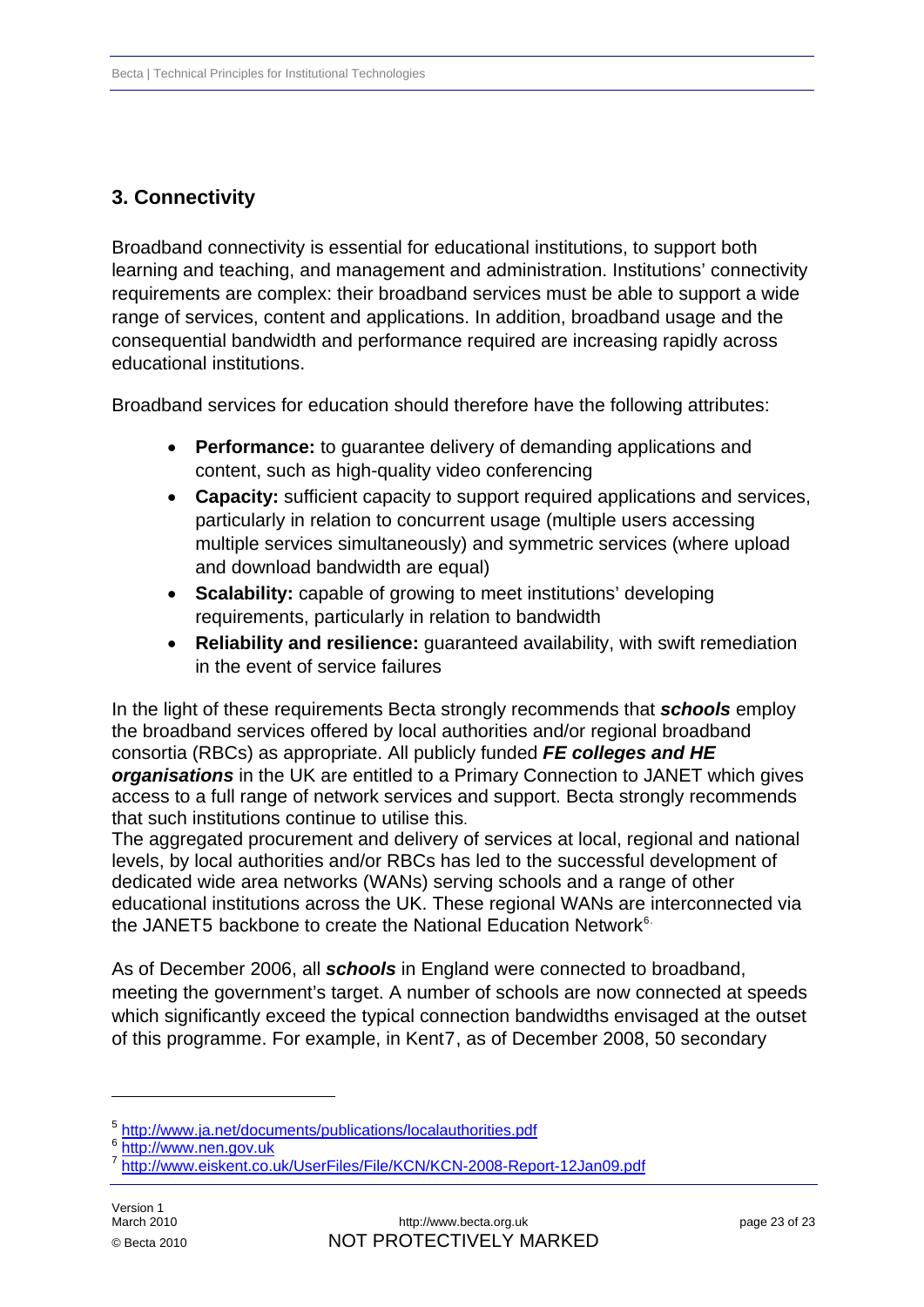## 3. Connectivity

Broadband connectivity is essential for educational institutions, to support both learning and teaching, and management and administration. Institutions' connectivity requirements are complex: their broadband services must be able to support a wide range of services, content and applications. In addition, broadband usage and the consequential bandwidth and performance required are increasing rapidly across educational institutions.

Broadband services for education should therefore have the following attributes:

- **Performance:** to guarantee delivery of demanding applications and content, such as high-quality video conferencing
- **Capacity:** sufficient capacity to support required applications and services, particularly in relation to concurrent usage (multiple users accessing multiple services simultaneously) and symmetric services (where upload and download bandwidth are equal)
- **Scalability:** capable of growing to meet institutions' developing requirements, particularly in relation to bandwidth
- **Reliability and resilience:** guaranteed availability, with swift remediation in the event of service failures

In the light of these requirements Becta strongly recommends that ***schools*** employ the broadband services offered by local authorities and/or regional broadband consortia (RBCs) as appropriate. All publicly funded ***FE colleges and HE organisations*** in the UK are entitled to a Primary Connection to JANET which gives access to a full range of network services and support. Becta strongly recommends that such institutions continue to utilise this.

The aggregated procurement and delivery of services at local, regional and national levels, by local authorities and/or RBCs has led to the successful development of dedicated wide area networks (WANs) serving schools and a range of other educational institutions across the UK. These regional WANs are interconnected via the JANET5 backbone to create the National Education Network[6].

As of December 2006, all ***schools*** in England were connected to broadband, meeting the government's target. A number of schools are now connected at speeds which significantly exceed the typical connection bandwidths envisaged at the outset of this programme. For example, in Kent7, as of December 2008, 50 secondary

---

[5] http://www.ja.net/documents/publications/localauthorities.pdf
[6] http://www.nen.gov.uk
[7] http://www.eiskent.co.uk/UserFiles/File/KCN/KCN-2008-Report-12Jan09.pdf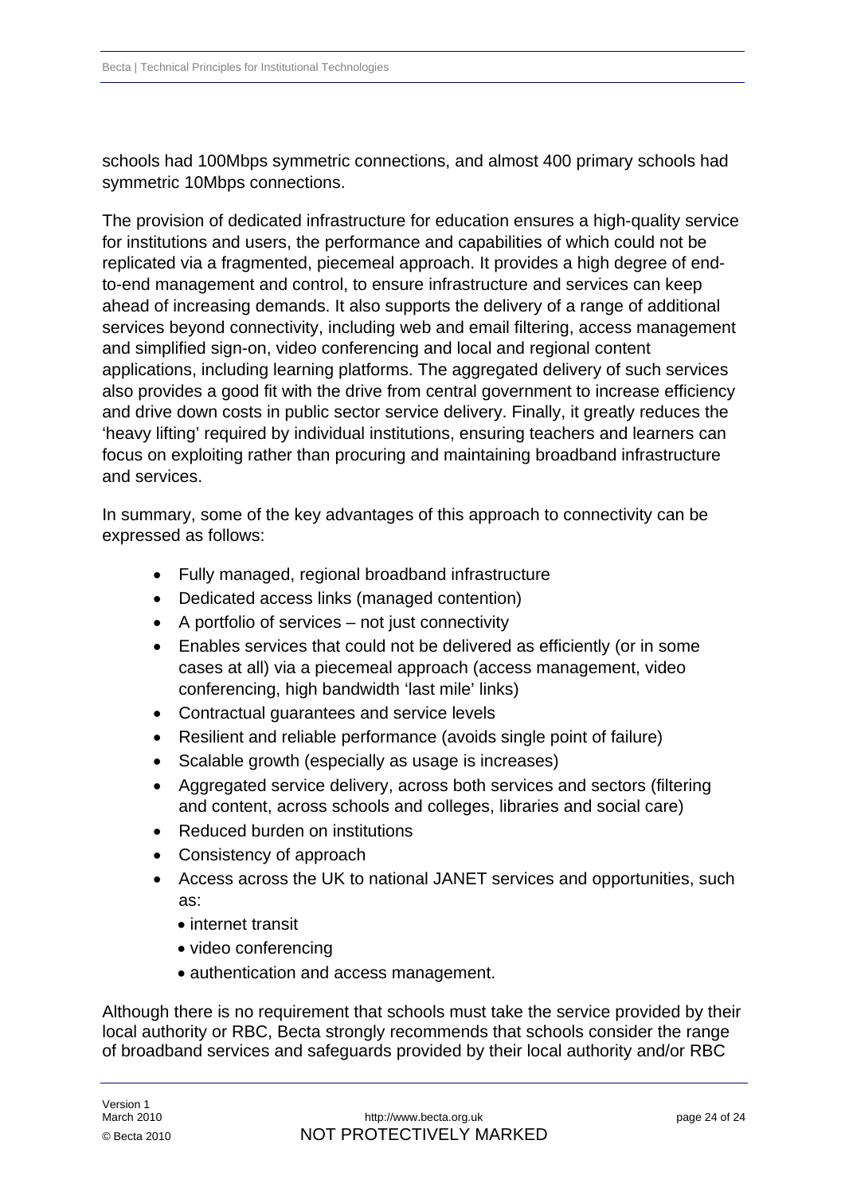schools had 100Mbps symmetric connections, and almost 400 primary schools had symmetric 10Mbps connections.

The provision of dedicated infrastructure for education ensures a high-quality service for institutions and users, the performance and capabilities of which could not be replicated via a fragmented, piecemeal approach. It provides a high degree of end-to-end management and control, to ensure infrastructure and services can keep ahead of increasing demands. It also supports the delivery of a range of additional services beyond connectivity, including web and email filtering, access management and simplified sign-on, video conferencing and local and regional content applications, including learning platforms. The aggregated delivery of such services also provides a good fit with the drive from central government to increase efficiency and drive down costs in public sector service delivery. Finally, it greatly reduces the 'heavy lifting' required by individual institutions, ensuring teachers and learners can focus on exploiting rather than procuring and maintaining broadband infrastructure and services.

In summary, some of the key advantages of this approach to connectivity can be expressed as follows:

- Fully managed, regional broadband infrastructure
- Dedicated access links (managed contention)
- A portfolio of services – not just connectivity
- Enables services that could not be delivered as efficiently (or in some cases at all) via a piecemeal approach (access management, video conferencing, high bandwidth 'last mile' links)
- Contractual guarantees and service levels
- Resilient and reliable performance (avoids single point of failure)
- Scalable growth (especially as usage is increases)
- Aggregated service delivery, across both services and sectors (filtering and content, across schools and colleges, libraries and social care)
- Reduced burden on institutions
- Consistency of approach
- Access across the UK to national JANET services and opportunities, such as:
  - internet transit
  - video conferencing
  - authentication and access management.

Although there is no requirement that schools must take the service provided by their local authority or RBC, Becta strongly recommends that schools consider the range of broadband services and safeguards provided by their local authority and/or RBC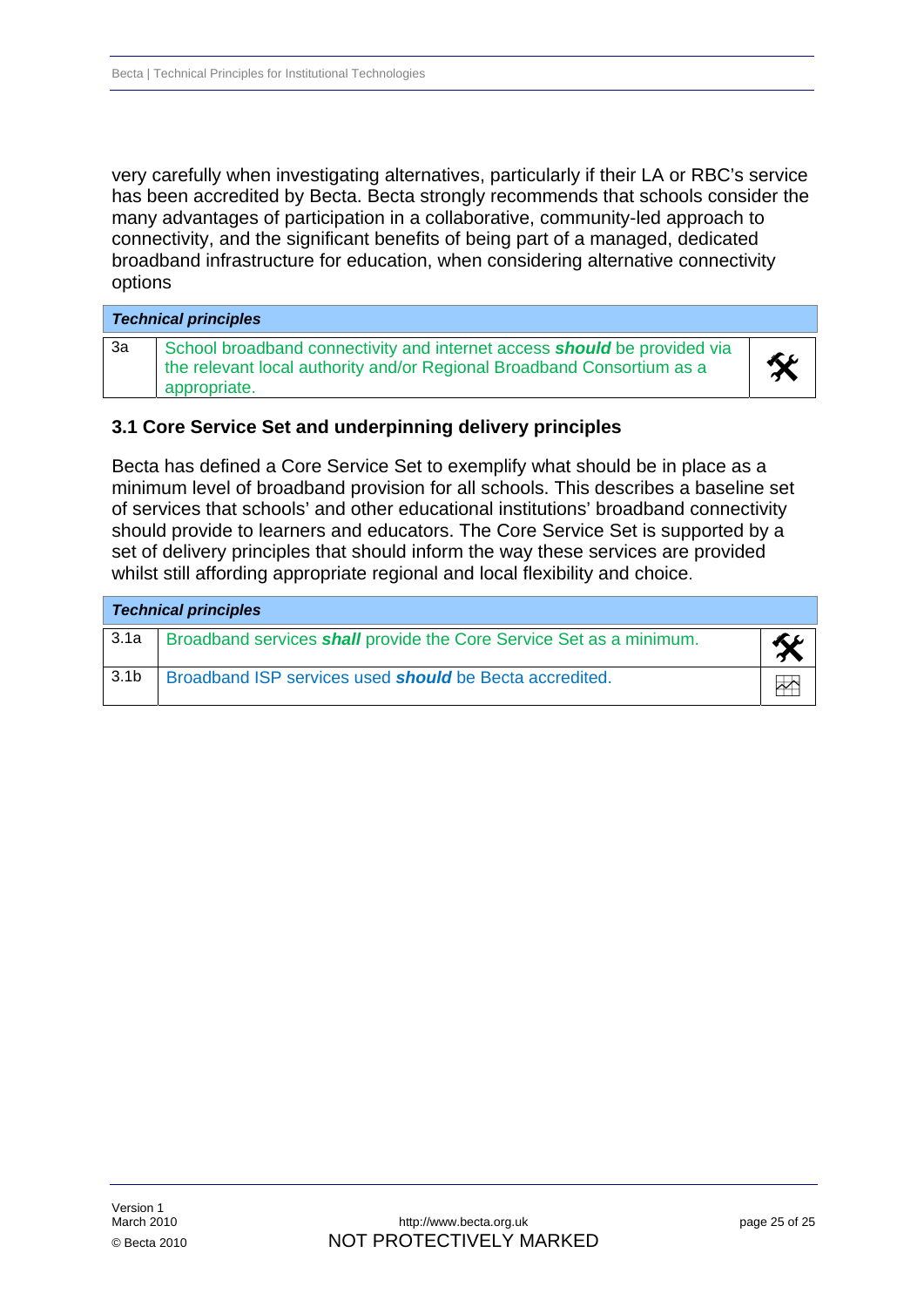very carefully when investigating alternatives, particularly if their LA or RBC's service has been accredited by Becta. Becta strongly recommends that schools consider the many advantages of participation in a collaborative, community-led approach to connectivity, and the significant benefits of being part of a managed, dedicated broadband infrastructure for education, when considering alternative connectivity options

| ***Technical principles*** | | |
|---|---|---|
| 3a | School broadband connectivity and internet access ***should*** be provided via the relevant local authority and/or Regional Broadband Consortium as a appropriate. | |

## 3.1 Core Service Set and underpinning delivery principles

Becta has defined a Core Service Set to exemplify what should be in place as a minimum level of broadband provision for all schools. This describes a baseline set of services that schools' and other educational institutions' broadband connectivity should provide to learners and educators. The Core Service Set is supported by a set of delivery principles that should inform the way these services are provided whilst still affording appropriate regional and local flexibility and choice.

| ***Technical principles*** | | |
|---|---|---|
| 3.1a | Broadband services ***shall*** provide the Core Service Set as a minimum. | |
| 3.1b | Broadband ISP services used ***should*** be Becta accredited. | |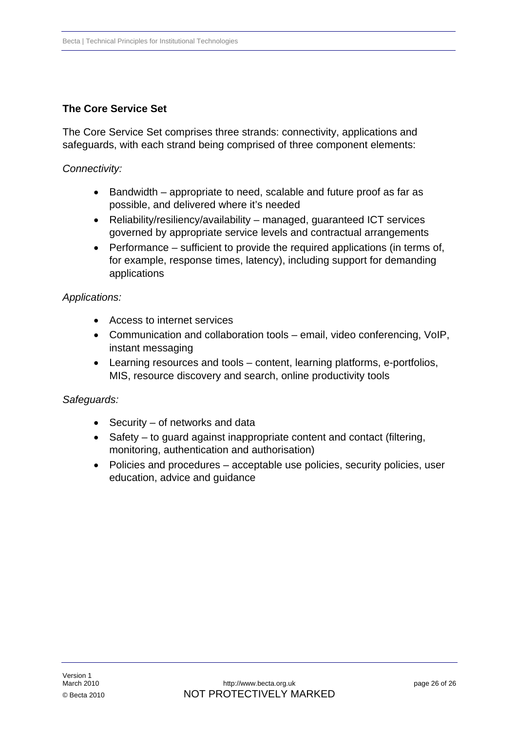### The Core Service Set

The Core Service Set comprises three strands: connectivity, applications and safeguards, with each strand being comprised of three component elements:

*Connectivity:*

- Bandwidth – appropriate to need, scalable and future proof as far as possible, and delivered where it's needed
- Reliability/resiliency/availability – managed, guaranteed ICT services governed by appropriate service levels and contractual arrangements
- Performance – sufficient to provide the required applications (in terms of, for example, response times, latency), including support for demanding applications

*Applications:*

- Access to internet services
- Communication and collaboration tools – email, video conferencing, VoIP, instant messaging
- Learning resources and tools – content, learning platforms, e-portfolios, MIS, resource discovery and search, online productivity tools

*Safeguards:*

- Security – of networks and data
- Safety – to guard against inappropriate content and contact (filtering, monitoring, authentication and authorisation)
- Policies and procedures – acceptable use policies, security policies, user education, advice and guidance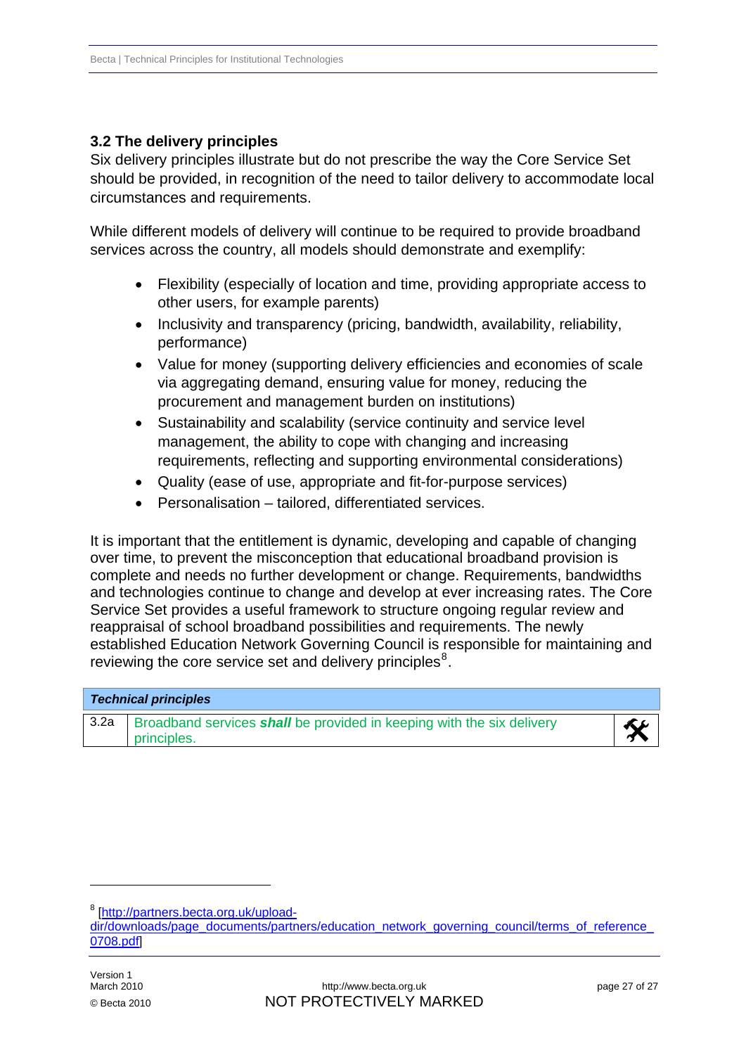### 3.2 The delivery principles

Six delivery principles illustrate but do not prescribe the way the Core Service Set should be provided, in recognition of the need to tailor delivery to accommodate local circumstances and requirements.

While different models of delivery will continue to be required to provide broadband services across the country, all models should demonstrate and exemplify:

- Flexibility (especially of location and time, providing appropriate access to other users, for example parents)
- Inclusivity and transparency (pricing, bandwidth, availability, reliability, performance)
- Value for money (supporting delivery efficiencies and economies of scale via aggregating demand, ensuring value for money, reducing the procurement and management burden on institutions)
- Sustainability and scalability (service continuity and service level management, the ability to cope with changing and increasing requirements, reflecting and supporting environmental considerations)
- Quality (ease of use, appropriate and fit-for-purpose services)
- Personalisation – tailored, differentiated services.

It is important that the entitlement is dynamic, developing and capable of changing over time, to prevent the misconception that educational broadband provision is complete and needs no further development or change. Requirements, bandwidths and technologies continue to change and develop at ever increasing rates. The Core Service Set provides a useful framework to structure ongoing regular review and reappraisal of school broadband possibilities and requirements. The newly established Education Network Governing Council is responsible for maintaining and reviewing the core service set and delivery principles[8].

| ***Technical principles*** | | |
|---|---|---|
| 3.2a | Broadband services ***shall*** be provided in keeping with the six delivery principles. | |

[8] [http://partners.becta.org.uk/upload-dir/downloads/page_documents/partners/education_network_governing_council/terms_of_reference_0708.pdf]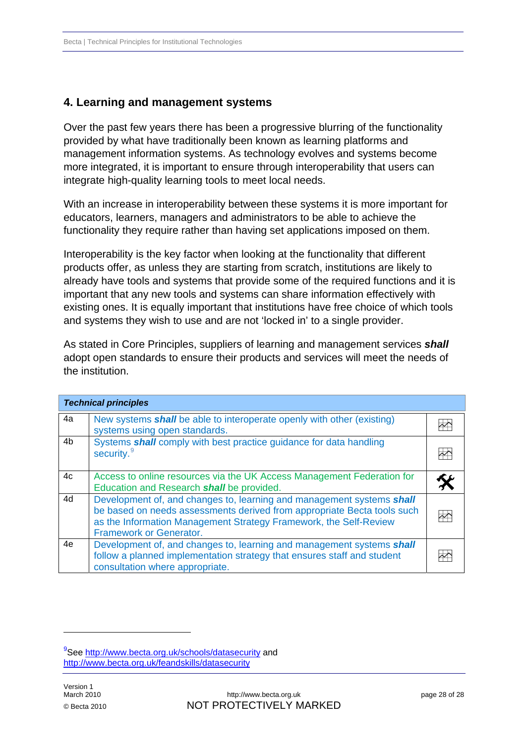## 4. Learning and management systems

Over the past few years there has been a progressive blurring of the functionality provided by what have traditionally been known as learning platforms and management information systems. As technology evolves and systems become more integrated, it is important to ensure through interoperability that users can integrate high-quality learning tools to meet local needs.

With an increase in interoperability between these systems it is more important for educators, learners, managers and administrators to be able to achieve the functionality they require rather than having set applications imposed on them.

Interoperability is the key factor when looking at the functionality that different products offer, as unless they are starting from scratch, institutions are likely to already have tools and systems that provide some of the required functions and it is important that any new tools and systems can share information effectively with existing ones. It is equally important that institutions have free choice of which tools and systems they wish to use and are not 'locked in' to a single provider.

As stated in Core Principles, suppliers of learning and management services ***shall*** adopt open standards to ensure their products and services will meet the needs of the institution.

| ***Technical principles*** | | |
|---|---|---|
| 4a | New systems ***shall*** be able to interoperate openly with other (existing) systems using open standards. | |
| 4b | Systems ***shall*** comply with best practice guidance for data handling security.[9] | |
| 4c | Access to online resources via the UK Access Management Federation for Education and Research ***shall*** be provided. | |
| 4d | Development of, and changes to, learning and management systems ***shall*** be based on needs assessments derived from appropriate Becta tools such as the Information Management Strategy Framework, the Self-Review Framework or Generator. | |
| 4e | Development of, and changes to, learning and management systems ***shall*** follow a planned implementation strategy that ensures staff and student consultation where appropriate. | |

[9] See http://www.becta.org.uk/schools/datasecurity and http://www.becta.org.uk/feandskills/datasecurity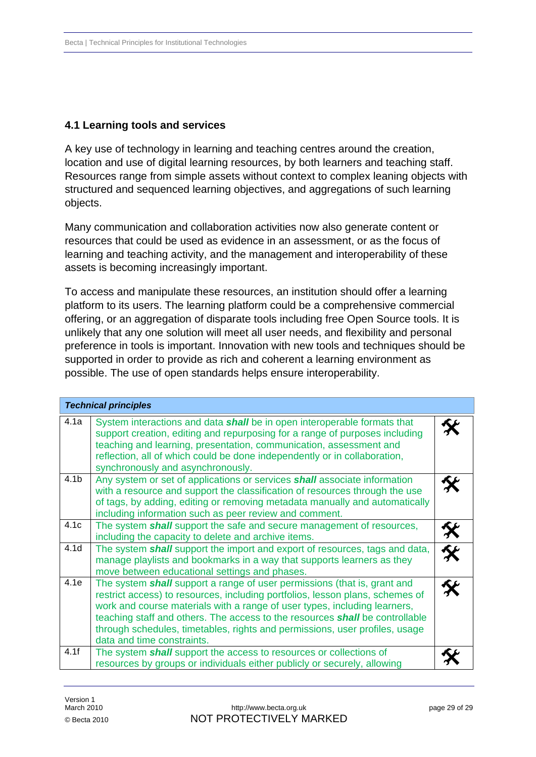### 4.1 Learning tools and services

A key use of technology in learning and teaching centres around the creation, location and use of digital learning resources, by both learners and teaching staff. Resources range from simple assets without context to complex leaning objects with structured and sequenced learning objectives, and aggregations of such learning objects.

Many communication and collaboration activities now also generate content or resources that could be used as evidence in an assessment, or as the focus of learning and teaching activity, and the management and interoperability of these assets is becoming increasingly important.

To access and manipulate these resources, an institution should offer a learning platform to its users. The learning platform could be a comprehensive commercial offering, or an aggregation of disparate tools including free Open Source tools. It is unlikely that any one solution will meet all user needs, and flexibility and personal preference in tools is important. Innovation with new tools and techniques should be supported in order to provide as rich and coherent a learning environment as possible. The use of open standards helps ensure interoperability.

| ***Technical principles*** | | |
|---|---|---|
| 4.1a | System interactions and data ***shall*** be in open interoperable formats that support creation, editing and repurposing for a range of purposes including teaching and learning, presentation, communication, assessment and reflection, all of which could be done independently or in collaboration, synchronously and asynchronously. | 🛠 |
| 4.1b | Any system or set of applications or services ***shall*** associate information with a resource and support the classification of resources through the use of tags, by adding, editing or removing metadata manually and automatically including information such as peer review and comment. | 🛠 |
| 4.1c | The system ***shall*** support the safe and secure management of resources, including the capacity to delete and archive items. | 🛠 |
| 4.1d | The system ***shall*** support the import and export of resources, tags and data, manage playlists and bookmarks in a way that supports learners as they move between educational settings and phases. | 🛠 |
| 4.1e | The system ***shall*** support a range of user permissions (that is, grant and restrict access) to resources, including portfolios, lesson plans, schemes of work and course materials with a range of user types, including learners, teaching staff and others. The access to the resources ***shall*** be controllable through schedules, timetables, rights and permissions, user profiles, usage data and time constraints. | 🛠 |
| 4.1f | The system ***shall*** support the access to resources or collections of resources by groups or individuals either publicly or securely, allowing | 🛠 |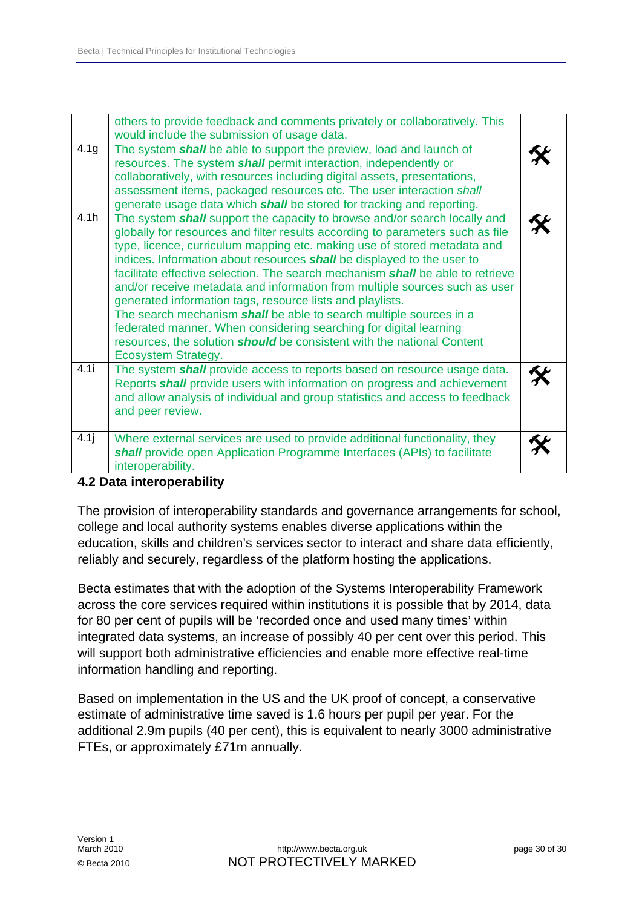| | | |
|---|---|---|
| | others to provide feedback and comments privately or collaboratively. This would include the submission of usage data. | |
| 4.1g | The system ***shall*** be able to support the preview, load and launch of resources. The system ***shall*** permit interaction, independently or collaboratively, with resources including digital assets, presentations, assessment items, packaged resources etc. The user interaction *shall* generate usage data which ***shall*** be stored for tracking and reporting. | 🛠 |
| 4.1h | The system ***shall*** support the capacity to browse and/or search locally and globally for resources and filter results according to parameters such as file type, licence, curriculum mapping etc. making use of stored metadata and indices. Information about resources ***shall*** be displayed to the user to facilitate effective selection. The search mechanism ***shall*** be able to retrieve and/or receive metadata and information from multiple sources such as user generated information tags, resource lists and playlists. The search mechanism ***shall*** be able to search multiple sources in a federated manner. When considering searching for digital learning resources, the solution ***should*** be consistent with the national Content Ecosystem Strategy. | 🛠 |
| 4.1i | The system ***shall*** provide access to reports based on resource usage data. Reports ***shall*** provide users with information on progress and achievement and allow analysis of individual and group statistics and access to feedback and peer review. | 🛠 |
| 4.1j | Where external services are used to provide additional functionality, they ***shall*** provide open Application Programme Interfaces (APIs) to facilitate interoperability. | 🛠 |

### 4.2 Data interoperability

The provision of interoperability standards and governance arrangements for school, college and local authority systems enables diverse applications within the education, skills and children's services sector to interact and share data efficiently, reliably and securely, regardless of the platform hosting the applications.

Becta estimates that with the adoption of the Systems Interoperability Framework across the core services required within institutions it is possible that by 2014, data for 80 per cent of pupils will be 'recorded once and used many times' within integrated data systems, an increase of possibly 40 per cent over this period. This will support both administrative efficiencies and enable more effective real-time information handling and reporting.

Based on implementation in the US and the UK proof of concept, a conservative estimate of administrative time saved is 1.6 hours per pupil per year. For the additional 2.9m pupils (40 per cent), this is equivalent to nearly 3000 administrative FTEs, or approximately £71m annually.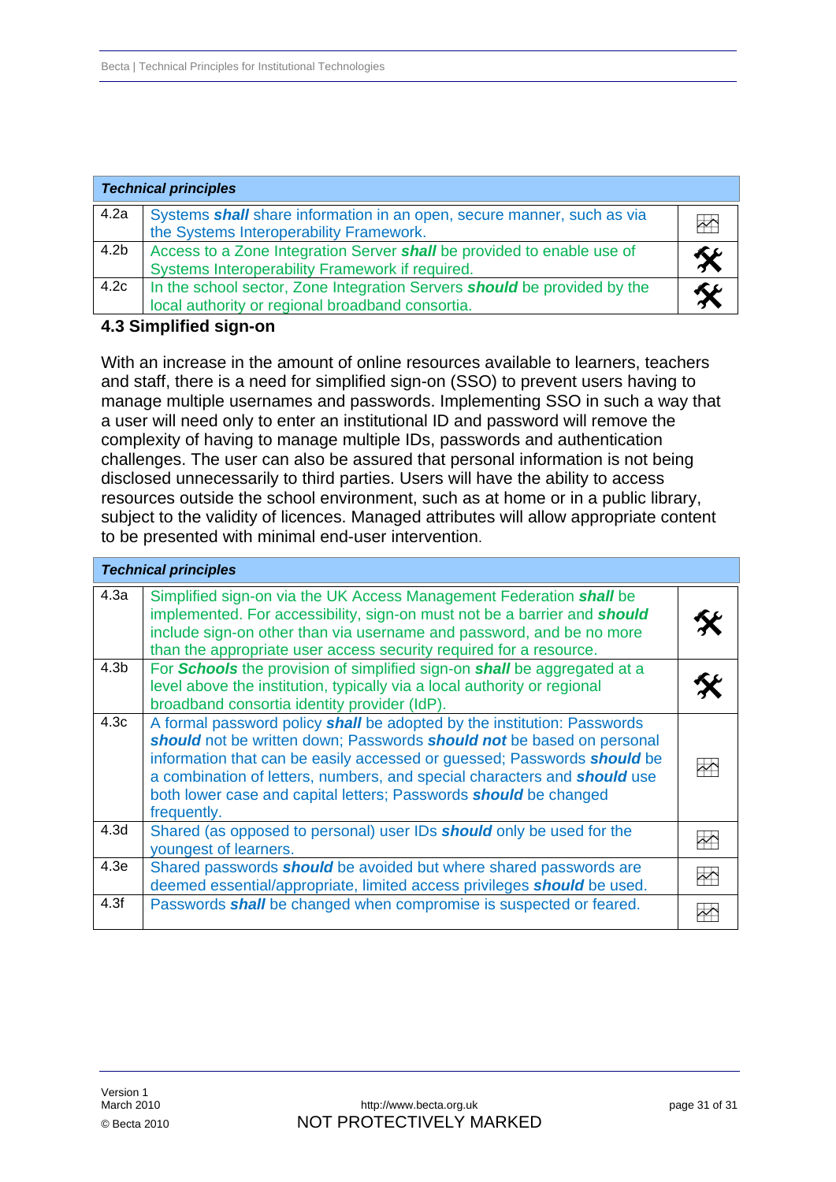| Technical principles | | |
|---|---|---|
| 4.2a | Systems ***shall*** share information in an open, secure manner, such as via the Systems Interoperability Framework. | |
| 4.2b | Access to a Zone Integration Server ***shall*** be provided to enable use of Systems Interoperability Framework if required. | |
| 4.2c | In the school sector, Zone Integration Servers ***should*** be provided by the local authority or regional broadband consortia. | |

### 4.3 Simplified sign-on

With an increase in the amount of online resources available to learners, teachers and staff, there is a need for simplified sign-on (SSO) to prevent users having to manage multiple usernames and passwords. Implementing SSO in such a way that a user will need only to enter an institutional ID and password will remove the complexity of having to manage multiple IDs, passwords and authentication challenges. The user can also be assured that personal information is not being disclosed unnecessarily to third parties. Users will have the ability to access resources outside the school environment, such as at home or in a public library, subject to the validity of licences. Managed attributes will allow appropriate content to be presented with minimal end-user intervention.

| Technical principles | | |
|---|---|---|
| 4.3a | Simplified sign-on via the UK Access Management Federation ***shall*** be implemented. For accessibility, sign-on must not be a barrier and ***should*** include sign-on other than via username and password, and be no more than the appropriate user access security required for a resource. | |
| 4.3b | For ***Schools*** the provision of simplified sign-on ***shall*** be aggregated at a level above the institution, typically via a local authority or regional broadband consortia identity provider (IdP). | |
| 4.3c | A formal password policy ***shall*** be adopted by the institution: Passwords ***should*** not be written down; Passwords ***should not*** be based on personal information that can be easily accessed or guessed; Passwords ***should*** be a combination of letters, numbers, and special characters and ***should*** use both lower case and capital letters; Passwords ***should*** be changed frequently. | |
| 4.3d | Shared (as opposed to personal) user IDs ***should*** only be used for the youngest of learners. | |
| 4.3e | Shared passwords ***should*** be avoided but where shared passwords are deemed essential/appropriate, limited access privileges ***should*** be used. | |
| 4.3f | Passwords ***shall*** be changed when compromise is suspected or feared. | |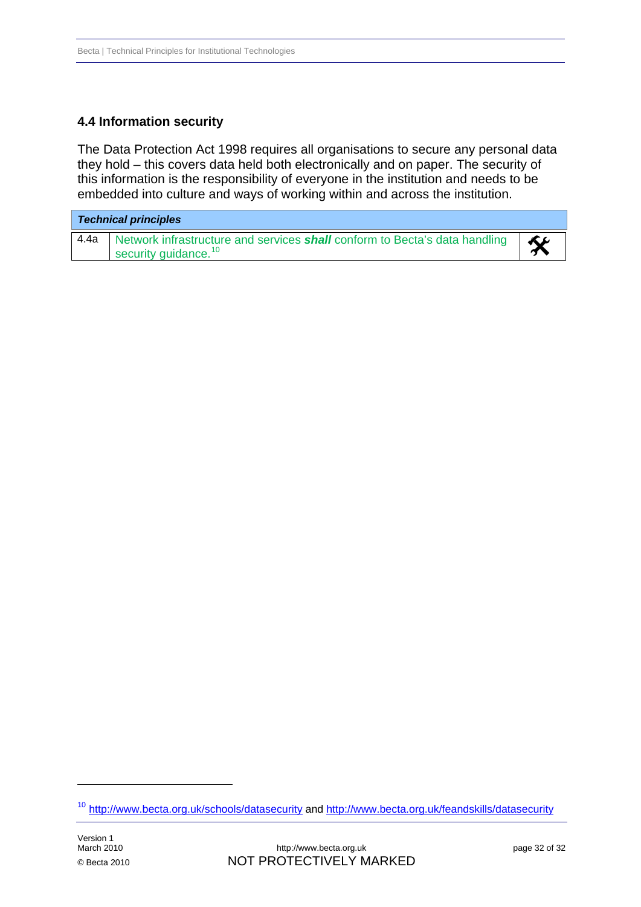### 4.4 Information security

The Data Protection Act 1998 requires all organisations to secure any personal data they hold – this covers data held both electronically and on paper. The security of this information is the responsibility of everyone in the institution and needs to be embedded into culture and ways of working within and across the institution.

| ***Technical principles*** | | |
|---|---|---|
| 4.4a | Network infrastructure and services ***shall*** conform to Becta's data handling security guidance.[10] | 🛠 |

[10] http://www.becta.org.uk/schools/datasecurity and http://www.becta.org.uk/feandskills/datasecurity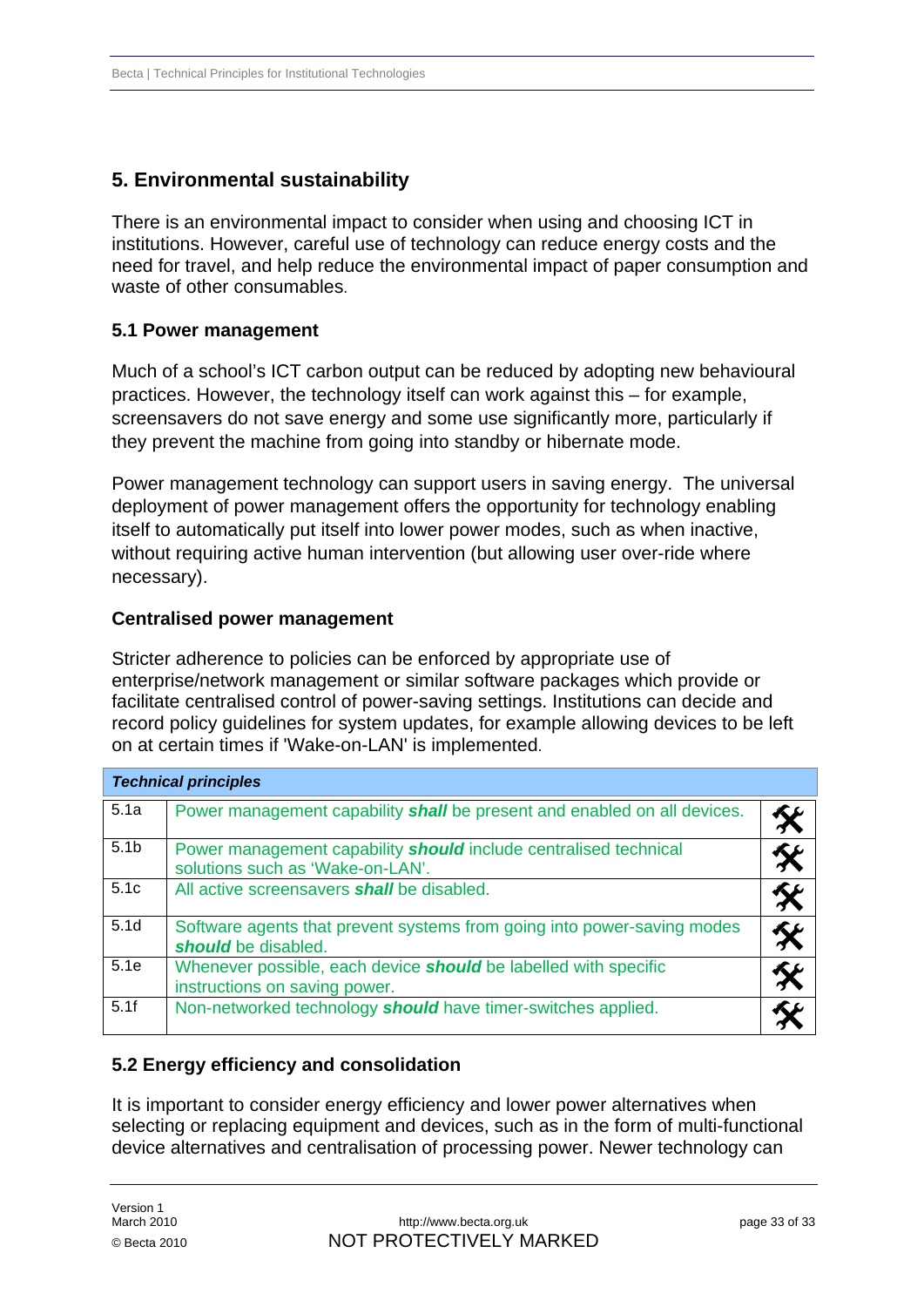## 5. Environmental sustainability

There is an environmental impact to consider when using and choosing ICT in institutions. However, careful use of technology can reduce energy costs and the need for travel, and help reduce the environmental impact of paper consumption and waste of other consumables.

### 5.1 Power management

Much of a school's ICT carbon output can be reduced by adopting new behavioural practices. However, the technology itself can work against this – for example, screensavers do not save energy and some use significantly more, particularly if they prevent the machine from going into standby or hibernate mode.

Power management technology can support users in saving energy. The universal deployment of power management offers the opportunity for technology enabling itself to automatically put itself into lower power modes, such as when inactive, without requiring active human intervention (but allowing user over-ride where necessary).

#### Centralised power management

Stricter adherence to policies can be enforced by appropriate use of enterprise/network management or similar software packages which provide or facilitate centralised control of power-saving settings. Institutions can decide and record policy guidelines for system updates, for example allowing devices to be left on at certain times if 'Wake-on-LAN' is implemented.

| ***Technical principles*** | | |
|---|---|---|
| 5.1a | Power management capability ***shall*** be present and enabled on all devices. | 🛠 |
| 5.1b | Power management capability ***should*** include centralised technical solutions such as 'Wake-on-LAN'. | 🛠 |
| 5.1c | All active screensavers ***shall*** be disabled. | 🛠 |
| 5.1d | Software agents that prevent systems from going into power-saving modes ***should*** be disabled. | 🛠 |
| 5.1e | Whenever possible, each device ***should*** be labelled with specific instructions on saving power. | 🛠 |
| 5.1f | Non-networked technology ***should*** have timer-switches applied. | 🛠 |

### 5.2 Energy efficiency and consolidation

It is important to consider energy efficiency and lower power alternatives when selecting or replacing equipment and devices, such as in the form of multi-functional device alternatives and centralisation of processing power. Newer technology can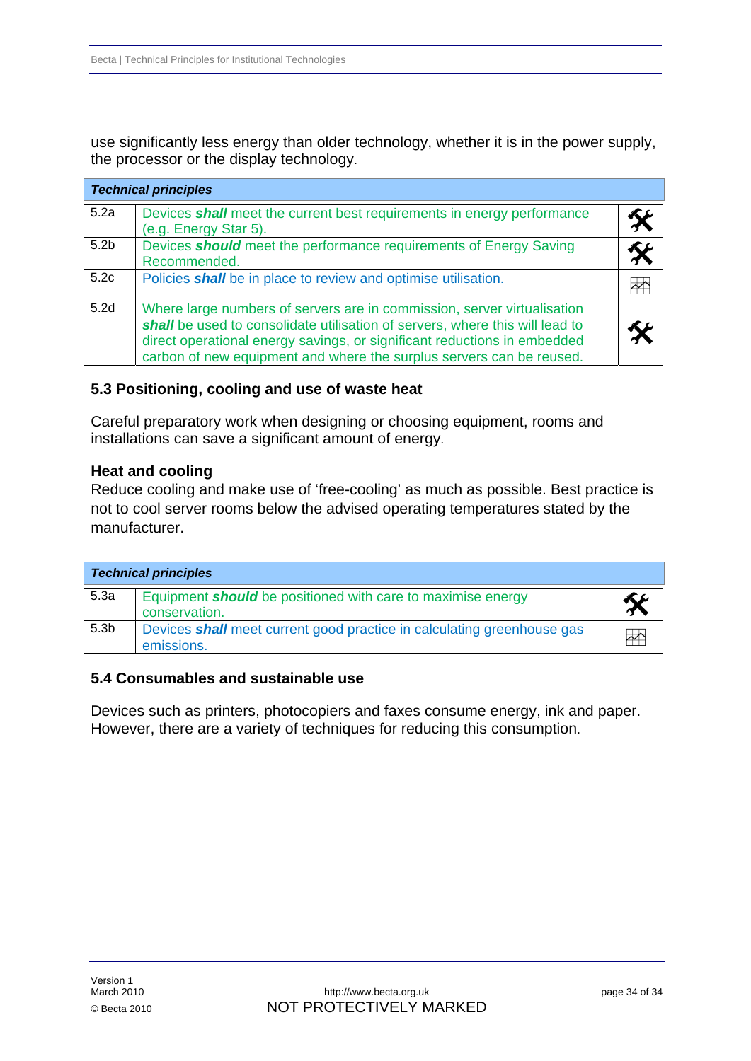use significantly less energy than older technology, whether it is in the power supply, the processor or the display technology.

| *Technical principles* | | |
|---|---|---|
| 5.2a | Devices ***shall*** meet the current best requirements in energy performance (e.g. Energy Star 5). | |
| 5.2b | Devices ***should*** meet the performance requirements of Energy Saving Recommended. | |
| 5.2c | Policies ***shall*** be in place to review and optimise utilisation. | |
| 5.2d | Where large numbers of servers are in commission, server virtualisation ***shall*** be used to consolidate utilisation of servers, where this will lead to direct operational energy savings, or significant reductions in embedded carbon of new equipment and where the surplus servers can be reused. | |

### 5.3 Positioning, cooling and use of waste heat

Careful preparatory work when designing or choosing equipment, rooms and installations can save a significant amount of energy.

**Heat and cooling**

Reduce cooling and make use of 'free-cooling' as much as possible. Best practice is not to cool server rooms below the advised operating temperatures stated by the manufacturer.

| *Technical principles* | | |
|---|---|---|
| 5.3a | Equipment ***should*** be positioned with care to maximise energy conservation. | |
| 5.3b | Devices ***shall*** meet current good practice in calculating greenhouse gas emissions. | |

### 5.4 Consumables and sustainable use

Devices such as printers, photocopiers and faxes consume energy, ink and paper. However, there are a variety of techniques for reducing this consumption.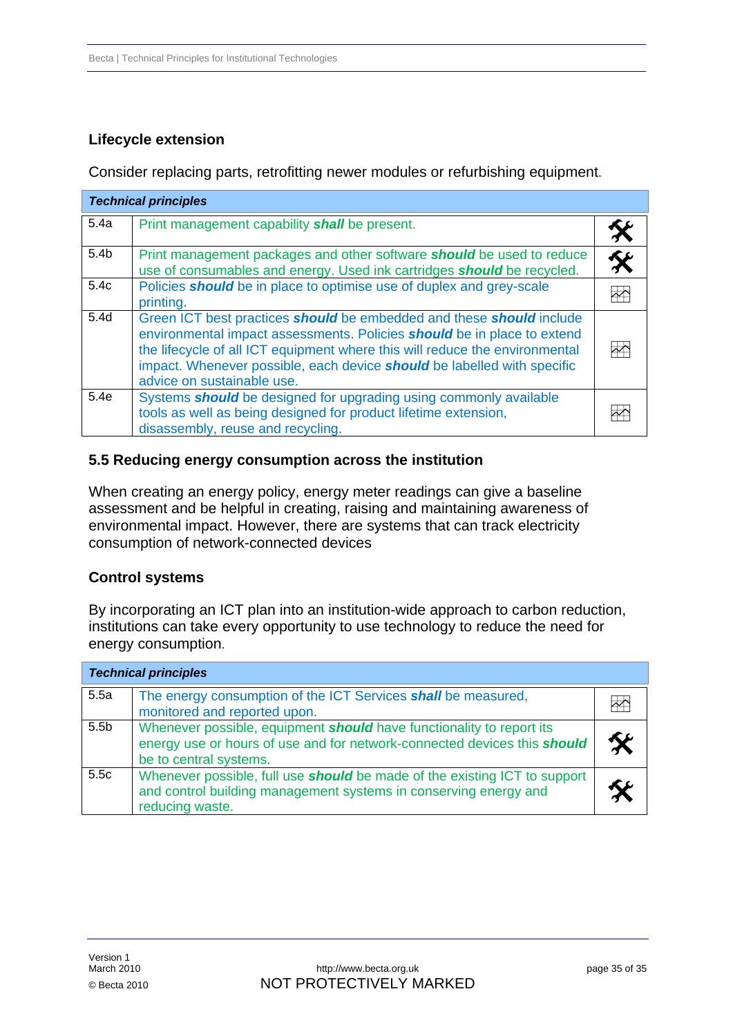### Lifecycle extension

Consider replacing parts, retrofitting newer modules or refurbishing equipment.

| **_Technical principles_** | | |
|---|---|---|
| 5.4a | Print management capability ***shall*** be present. | |
| 5.4b | Print management packages and other software ***should*** be used to reduce use of consumables and energy. Used ink cartridges ***should*** be recycled. | |
| 5.4c | Policies ***should*** be in place to optimise use of duplex and grey-scale printing. | |
| 5.4d | Green ICT best practices ***should*** be embedded and these ***should*** include environmental impact assessments. Policies ***should*** be in place to extend the lifecycle of all ICT equipment where this will reduce the environmental impact. Whenever possible, each device ***should*** be labelled with specific advice on sustainable use. | |
| 5.4e | Systems ***should*** be designed for upgrading using commonly available tools as well as being designed for product lifetime extension, disassembly, reuse and recycling. | |

## 5.5 Reducing energy consumption across the institution

When creating an energy policy, energy meter readings can give a baseline assessment and be helpful in creating, raising and maintaining awareness of environmental impact. However, there are systems that can track electricity consumption of network-connected devices

### Control systems

By incorporating an ICT plan into an institution-wide approach to carbon reduction, institutions can take every opportunity to use technology to reduce the need for energy consumption.

| **_Technical principles_** | | |
|---|---|---|
| 5.5a | The energy consumption of the ICT Services ***shall*** be measured, monitored and reported upon. | |
| 5.5b | Whenever possible, equipment ***should*** have functionality to report its energy use or hours of use and for network-connected devices this ***should*** be to central systems. | |
| 5.5c | Whenever possible, full use ***should*** be made of the existing ICT to support and control building management systems in conserving energy and reducing waste. | |